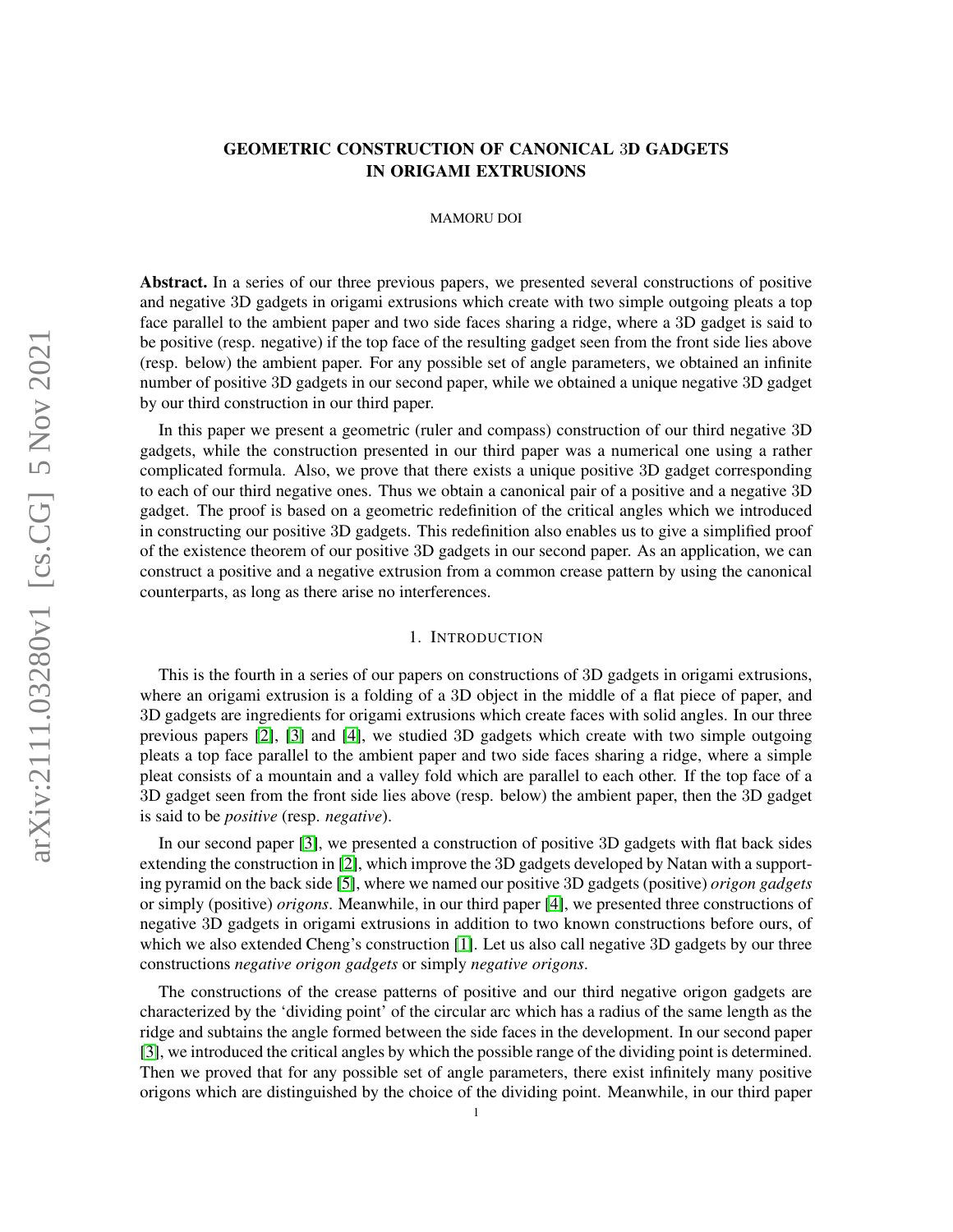# GEOMETRIC CONSTRUCTION OF CANONICAL 3D GADGETS IN ORIGAMI EXTRUSIONS

MAMORU DOI

**Abstract.** In a series of our three previous papers, we presented several constructions of positive and negative 3D gadgets in origami extrusions which create with two simple outgoing pleats a top face parallel to the ambient paper and two side faces sharing a ridge, where a 3D gadget is said to be positive (resp. negative) if the top face of the resulting gadget seen from the front side lies above (resp. below) the ambient paper. For any possible set of angle parameters, we obtained an infinite number of positive 3D gadgets in our second paper, while we obtained a unique negative 3D gadget by our third construction in our third paper.

In this paper we present a geometric (ruler and compass) construction of our third negative 3D gadgets, while the construction presented in our third paper was a numerical one using a rather complicated formula. Also, we prove that there exists a unique positive 3D gadget corresponding to each of our third negative ones. Thus we obtain a canonical pair of a positive and a negative 3D gadget. The proof is based on a geometric redefinition of the critical angles which we introduced in constructing our positive 3D gadgets. This redefinition also enables us to give a simplified proof of the existence theorem of our positive 3D gadgets in our second paper. As an application, we can construct a positive and a negative extrusion from a common crease pattern by using the canonical counterparts, as long as there arise no interferences.

## 1. Introduction

This is the fourth in a series of our papers on constructions of 3D gadgets in origami extrusions, where an origami extrusion is a folding of a 3D object in the middle of a flat piece of paper, and 3D gadgets are ingredients for origami extrusions which create faces with solid angles. In our three previous papers [2], [3] and [4], we studied 3D gadgets which create with two simple outgoing pleats a top face parallel to the ambient paper and two side faces sharing a ridge, where a simple pleat consists of a mountain and a valley fold which are parallel to each other. If the top face of a 3D gadget seen from the front side lies above (resp. below) the ambient paper, then the 3D gadget is said to be *positive* (resp. *negative*).

In our second paper [3], we presented a construction of positive 3D gadgets with flat back sides extending the construction in [2], which improve the 3D gadgets developed by Natan with a supporting pyramid on the back side [5], where we named our positive 3D gadgets (positive) *origon gadgets* or simply (positive) *origons*. Meanwhile, in our third paper [4], we presented three constructions of negative 3D gadgets in origami extrusions in addition to two known constructions before ours, of which we also extended Cheng's construction [1]. Let us also call negative 3D gadgets by our three constructions *negative origon gadgets* or simply *negative origons*.

The constructions of the crease patterns of positive and our third negative origon gadgets are characterized by the 'dividing point' of the circular arc which has a radius of the same length as the ridge and subtains the angle formed between the side faces in the development. In our second paper [3], we introduced the critical angles by which the possible range of the dividing point is determined. Then we proved that for any possible set of angle parameters, there exist infinitely many positive origons which are distinguished by the choice of the dividing point. Meanwhile, in our third paper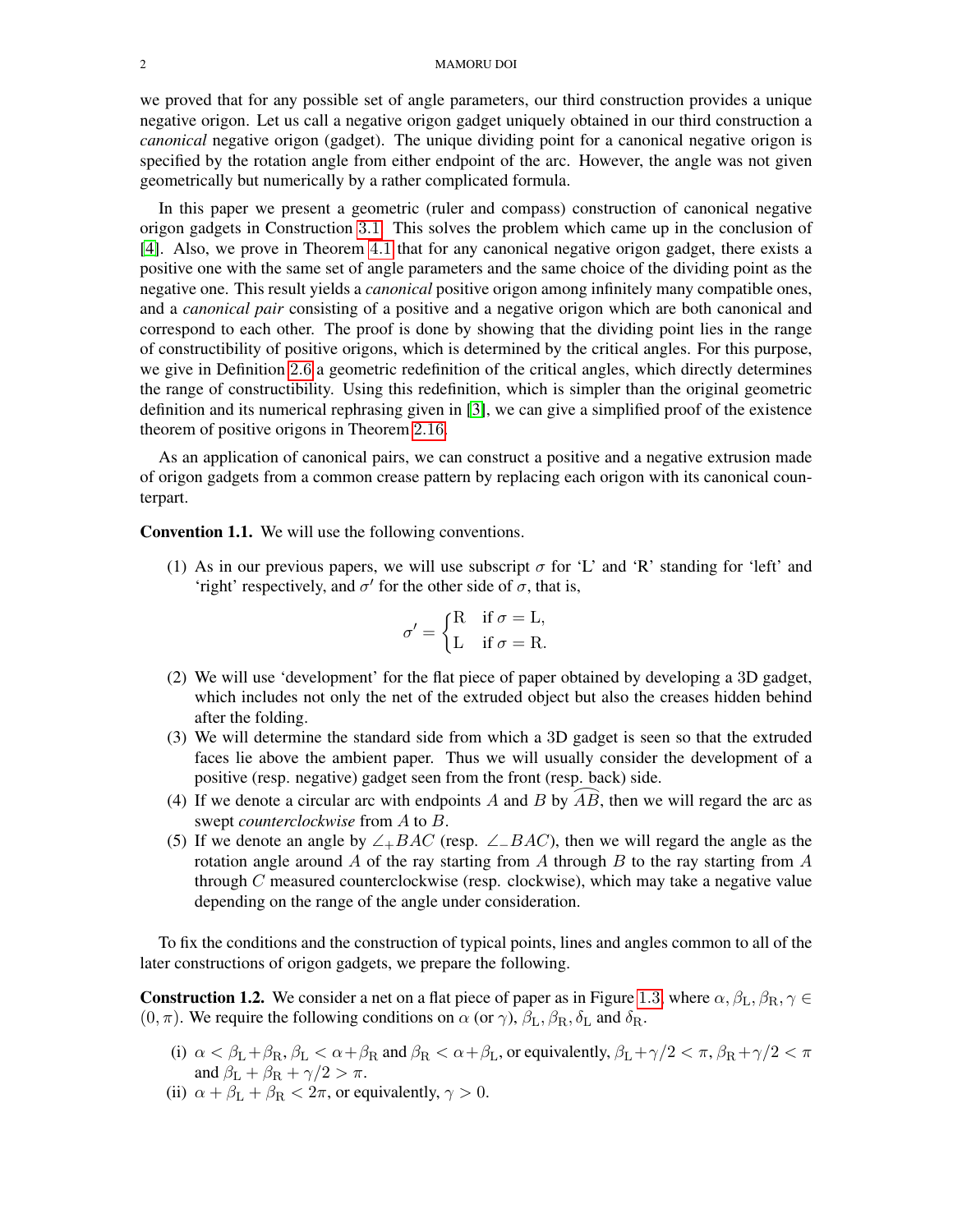we proved that for any possible set of angle parameters, our third construction provides a unique negative origon. Let us call a negative origon gadget uniquely obtained in our third construction a *canonical* negative origon (gadget). The unique dividing point for a canonical negative origon is specified by the rotation angle from either endpoint of the arc. However, the angle was not given geometrically but numerically by a rather complicated formula.

In this paper we present a geometric (ruler and compass) construction of canonical negative origon gadgets in Construction 3.1. This solves the problem which came up in the conclusion of [4]. Also, we prove in Theorem 4.1 that for any canonical negative origon gadget, there exists a positive one with the same set of angle parameters and the same choice of the dividing point as the negative one. This result yields a *canonical* positive origon among infinitely many compatible ones, and a *canonical pair* consisting of a positive and a negative origon which are both canonical and correspond to each other. The proof is done by showing that the dividing point lies in the range of constructibility of positive origons, which is determined by the critical angles. For this purpose, we give in Definition 2.6 a geometric redefinition of the critical angles, which directly determines the range of constructibility. Using this redefinition, which is simpler than the original geometric definition and its numerical rephrasing given in [3], we can give a simplified proof of the existence theorem of positive origons in Theorem 2.16.

As an application of canonical pairs, we can construct a positive and a negative extrusion made of origon gadgets from a common crease pattern by replacing each origon with its canonical counterpart.

**Convention 1.1.** We will use the following conventions.

(1) As in our previous papers, we will use subscript $\sigma$ for 'L' and 'R' standing for 'left' and 'right' respectively, and $\sigma'$ for the other side of $\sigma$, that is,
$$\sigma' = \begin{cases} \mathrm{R} & \text{if } \sigma = \mathrm{L}, \\ \mathrm{L} & \text{if } \sigma = \mathrm{R}. \end{cases}$$
(2) We will use 'development' for the flat piece of paper obtained by developing a 3D gadget, which includes not only the net of the extruded object but also the creases hidden behind after the folding.
(3) We will determine the standard side from which a 3D gadget is seen so that the extruded faces lie above the ambient paper. Thus we will usually consider the development of a positive (resp. negative) gadget seen from the front (resp. back) side.
(4) If we denote a circular arc with endpoints $A$ and $B$ by $\overset{\frown}{AB}$, then we will regard the arc as swept *counterclockwise* from $A$ to $B$.
(5) If we denote an angle by $\angle_+ BAC$ (resp. $\angle_- BAC$), then we will regard the angle as the rotation angle around $A$ of the ray starting from $A$ through $B$ to the ray starting from $A$ through $C$ measured counterclockwise (resp. clockwise), which may take a negative value depending on the range of the angle under consideration.

To fix the conditions and the construction of typical points, lines and angles common to all of the later constructions of origon gadgets, we prepare the following.

**Construction 1.2.** We consider a net on a flat piece of paper as in Figure 1.3, where $\alpha, \beta_{\mathrm{L}}, \beta_{\mathrm{R}}, \gamma \in (0, \pi)$. We require the following conditions on $\alpha$ (or $\gamma$), $\beta_{\mathrm{L}}, \beta_{\mathrm{R}}, \delta_{\mathrm{L}}$ and $\delta_{\mathrm{R}}$.

(i) $\alpha < \beta_{\mathrm{L}} + \beta_{\mathrm{R}}, \beta_{\mathrm{L}} < \alpha + \beta_{\mathrm{R}}$ and $\beta_{\mathrm{R}} < \alpha + \beta_{\mathrm{L}}$, or equivalently, $\beta_{\mathrm{L}} + \gamma/2 < \pi, \beta_{\mathrm{R}} + \gamma/2 < \pi$ and $\beta_{\mathrm{L}} + \beta_{\mathrm{R}} + \gamma/2 > \pi$.
(ii) $\alpha + \beta_{\mathrm{L}} + \beta_{\mathrm{R}} < 2\pi$, or equivalently, $\gamma > 0$.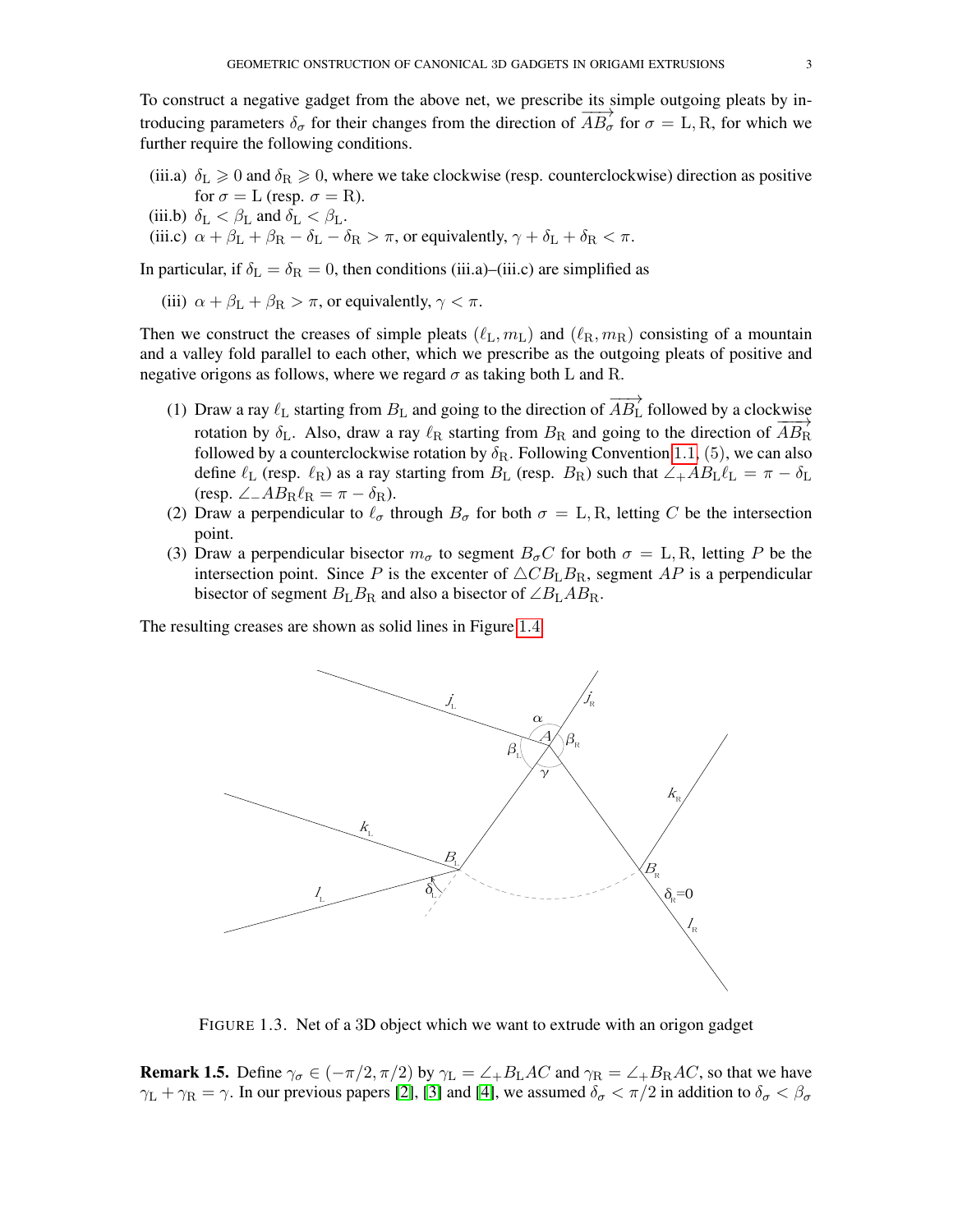To construct a negative gadget from the above net, we prescribe its simple outgoing pleats by introducing parameters $\delta_\sigma$ for their changes from the direction of $\overrightarrow{AB_\sigma}$ for $\sigma = \mathrm{L}, \mathrm{R}$, for which we further require the following conditions.

(iii.a) $\delta_\mathrm{L} \geqslant 0$ and $\delta_\mathrm{R} \geqslant 0$, where we take clockwise (resp. counterclockwise) direction as positive for $\sigma = \mathrm{L}$ (resp. $\sigma = \mathrm{R}$).

(iii.b) $\delta_\mathrm{L} < \beta_\mathrm{L}$ and $\delta_\mathrm{L} < \beta_\mathrm{L}$.

(iii.c) $\alpha + \beta_\mathrm{L} + \beta_\mathrm{R} - \delta_\mathrm{L} - \delta_\mathrm{R} > \pi$, or equivalently, $\gamma + \delta_\mathrm{L} + \delta_\mathrm{R} < \pi$.

In particular, if $\delta_\mathrm{L} = \delta_\mathrm{R} = 0$, then conditions (iii.a)–(iii.c) are simplified as

(iii) $\alpha + \beta_\mathrm{L} + \beta_\mathrm{R} > \pi$, or equivalently, $\gamma < \pi$.

Then we construct the creases of simple pleats $(\ell_\mathrm{L}, m_\mathrm{L})$ and $(\ell_\mathrm{R}, m_\mathrm{R})$ consisting of a mountain and a valley fold parallel to each other, which we prescribe as the outgoing pleats of positive and negative origons as follows, where we regard $\sigma$ as taking both L and R.

(1) Draw a ray $\ell_\mathrm{L}$ starting from $B_\mathrm{L}$ and going to the direction of $\overrightarrow{AB_\mathrm{L}}$ followed by a clockwise rotation by $\delta_\mathrm{L}$. Also, draw a ray $\ell_\mathrm{R}$ starting from $B_\mathrm{R}$ and going to the direction of $\overrightarrow{AB_\mathrm{R}}$ followed by a counterclockwise rotation by $\delta_\mathrm{R}$. Following Convention 1.1, (5), we can also define $\ell_\mathrm{L}$ (resp. $\ell_\mathrm{R}$) as a ray starting from $B_\mathrm{L}$ (resp. $B_\mathrm{R}$) such that $\angle_+ AB_\mathrm{L}\ell_\mathrm{L} = \pi - \delta_\mathrm{L}$ (resp. $\angle_- AB_\mathrm{R}\ell_\mathrm{R} = \pi - \delta_\mathrm{R}$).

(2) Draw a perpendicular to $\ell_\sigma$ through $B_\sigma$ for both $\sigma = \mathrm{L}, \mathrm{R}$, letting $C$ be the intersection point.

(3) Draw a perpendicular bisector $m_\sigma$ to segment $B_\sigma C$ for both $\sigma = \mathrm{L}, \mathrm{R}$, letting $P$ be the intersection point. Since $P$ is the excenter of $\triangle CB_\mathrm{L}B_\mathrm{R}$, segment $AP$ is a perpendicular bisector of segment $B_\mathrm{L}B_\mathrm{R}$ and also a bisector of $\angle B_\mathrm{L}AB_\mathrm{R}$.

The resulting creases are shown as solid lines in Figure 1.4.

FIGURE 1.3. Net of a 3D object which we want to extrude with an origon gadget

**Remark 1.5.** Define $\gamma_\sigma \in (-\pi/2, \pi/2)$ by $\gamma_\mathrm{L} = \angle_+ B_\mathrm{L}AC$ and $\gamma_\mathrm{R} = \angle_+ B_\mathrm{R}AC$, so that we have $\gamma_\mathrm{L} + \gamma_\mathrm{R} = \gamma$. In our previous papers [2], [3] and [4], we assumed $\delta_\sigma < \pi/2$ in addition to $\delta_\sigma < \beta_\sigma$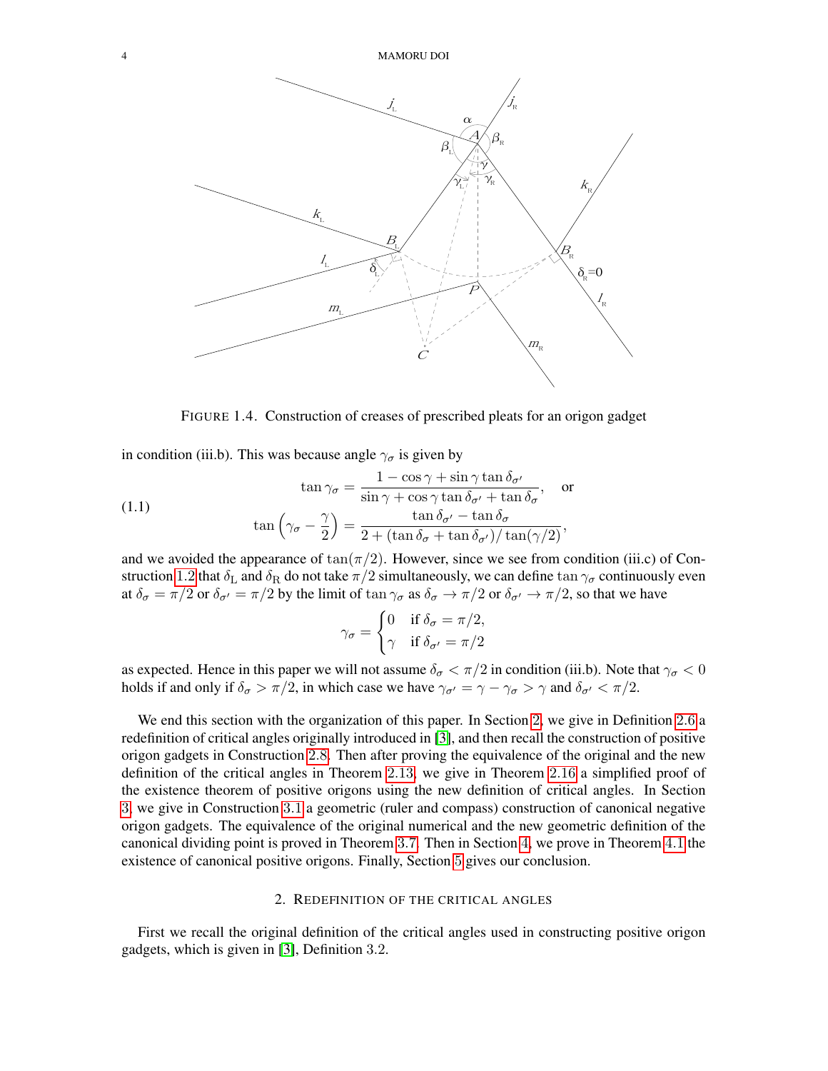FIGURE 1.4. Construction of creases of prescribed pleats for an origon gadget

in condition (iii.b). This was because angle $\gamma_\sigma$ is given by

$$
\begin{aligned}
\tan\gamma_\sigma &= \frac{1-\cos\gamma+\sin\gamma\tan\delta_{\sigma'}}{\sin\gamma+\cos\gamma\tan\delta_{\sigma'}+\tan\delta_\sigma}, \quad \text{or} \\
\tan\left(\gamma_\sigma-\frac{\gamma}{2}\right) &= \frac{\tan\delta_{\sigma'}-\tan\delta_\sigma}{2+(\tan\delta_\sigma+\tan\delta_{\sigma'})/\tan(\gamma/2)},
\end{aligned}
\tag{1.1}
$$

and we avoided the appearance of $\tan(\pi/2)$. However, since we see from condition (iii.c) of Construction 1.2 that $\delta_{\mathrm{L}}$ and $\delta_{\mathrm{R}}$ do not take $\pi/2$ simultaneously, we can define $\tan\gamma_\sigma$ continuously even at $\delta_\sigma=\pi/2$ or $\delta_{\sigma'}=\pi/2$ by the limit of $\tan\gamma_\sigma$ as $\delta_\sigma\to\pi/2$ or $\delta_{\sigma'}\to\pi/2$, so that we have

$$
\gamma_\sigma = \begin{cases} 0 & \text{if } \delta_\sigma=\pi/2, \\ \gamma & \text{if } \delta_{\sigma'}=\pi/2 \end{cases}
$$

as expected. Hence in this paper we will not assume $\delta_\sigma<\pi/2$ in condition (iii.b). Note that $\gamma_\sigma<0$ holds if and only if $\delta_\sigma>\pi/2$, in which case we have $\gamma_{\sigma'}=\gamma-\gamma_\sigma>\gamma$ and $\delta_{\sigma'}<\pi/2$.

We end this section with the organization of this paper. In Section 2, we give in Definition 2.6 a redefinition of critical angles originally introduced in [3], and then recall the construction of positive origon gadgets in Construction 2.8. Then after proving the equivalence of the original and the new definition of the critical angles in Theorem 2.13, we give in Theorem 2.16 a simplified proof of the existence theorem of positive origons using the new definition of critical angles. In Section 3, we give in Construction 3.1 a geometric (ruler and compass) construction of canonical negative origon gadgets. The equivalence of the original numerical and the new geometric definition of the canonical dividing point is proved in Theorem 3.7. Then in Section 4, we prove in Theorem 4.1 the existence of canonical positive origons. Finally, Section 5 gives our conclusion.

## 2. Redefinition of the critical angles

First we recall the original definition of the critical angles used in constructing positive origon gadgets, which is given in [3], Definition 3.2.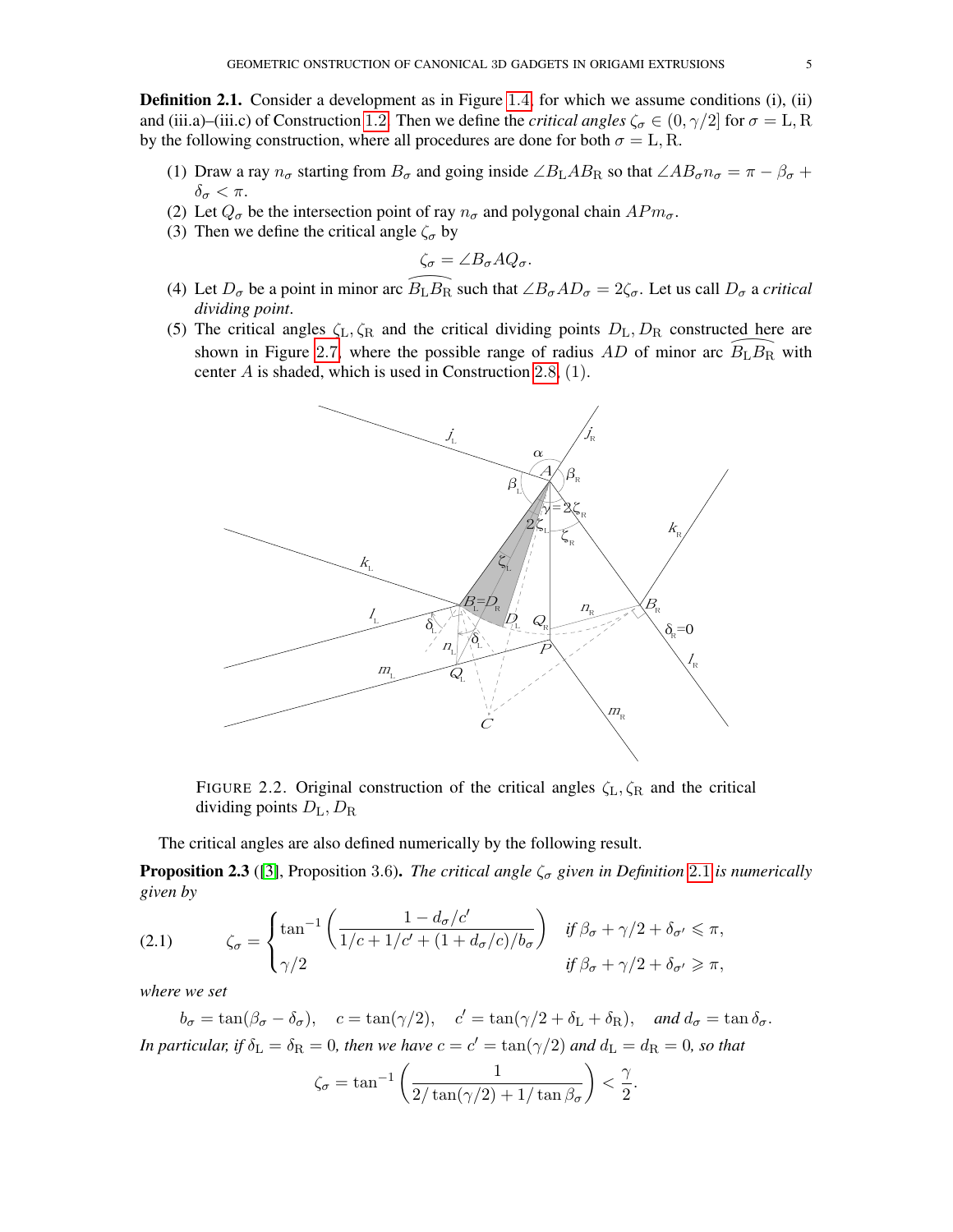**Definition 2.1.** Consider a development as in Figure 1.4, for which we assume conditions (i), (ii) and (iii.a)–(iii.c) of Construction 1.2. Then we define the *critical angles* $\zeta_\sigma \in (0, \gamma/2]$ for $\sigma = \mathrm{L}, \mathrm{R}$ by the following construction, where all procedures are done for both $\sigma = \mathrm{L}, \mathrm{R}$.

(1) Draw a ray $n_\sigma$ starting from $B_\sigma$ and going inside $\angle B_\mathrm{L} A B_\mathrm{R}$ so that $\angle A B_\sigma n_\sigma = \pi - \beta_\sigma + \delta_\sigma < \pi$.
(2) Let $Q_\sigma$ be the intersection point of ray $n_\sigma$ and polygonal chain $APm_\sigma$.
(3) Then we define the critical angle $\zeta_\sigma$ by

$$\zeta_\sigma = \angle B_\sigma A Q_\sigma.$$

(4) Let $D_\sigma$ be a point in minor arc $\widehat{B_\mathrm{L} B_\mathrm{R}}$ such that $\angle B_\sigma A D_\sigma = 2\zeta_\sigma$. Let us call $D_\sigma$ a *critical dividing point*.
(5) The critical angles $\zeta_\mathrm{L}, \zeta_\mathrm{R}$ and the critical dividing points $D_\mathrm{L}, D_\mathrm{R}$ constructed here are shown in Figure 2.7, where the possible range of radius $AD$ of minor arc $\widehat{B_\mathrm{L} B_\mathrm{R}}$ with center $A$ is shaded, which is used in Construction 2.8, (1).

FIGURE 2.2. Original construction of the critical angles $\zeta_\mathrm{L}, \zeta_\mathrm{R}$ and the critical dividing points $D_\mathrm{L}, D_\mathrm{R}$

The critical angles are also defined numerically by the following result.

**Proposition 2.3** ([3], Proposition 3.6). *The critical angle $\zeta_\sigma$ given in Definition 2.1 is numerically given by*

$$\zeta_\sigma = \begin{cases} \tan^{-1}\left(\dfrac{1 - d_\sigma/c'}{1/c + 1/c' + (1 + d_\sigma/c)/b_\sigma}\right) & \text{if } \beta_\sigma + \gamma/2 + \delta_{\sigma'} \leqslant \pi, \\ \gamma/2 & \text{if } \beta_\sigma + \gamma/2 + \delta_{\sigma'} \geqslant \pi, \end{cases} \tag{2.1}$$

*where we set*

$$b_\sigma = \tan(\beta_\sigma - \delta_\sigma), \quad c = \tan(\gamma/2), \quad c' = \tan(\gamma/2 + \delta_\mathrm{L} + \delta_\mathrm{R}), \quad \text{and } d_\sigma = \tan\delta_\sigma.$$

*In particular, if $\delta_\mathrm{L} = \delta_\mathrm{R} = 0$, then we have $c = c' = \tan(\gamma/2)$ and $d_\mathrm{L} = d_\mathrm{R} = 0$, so that*

$$\zeta_\sigma = \tan^{-1}\left(\frac{1}{2/\tan(\gamma/2) + 1/\tan\beta_\sigma}\right) < \frac{\gamma}{2}.$$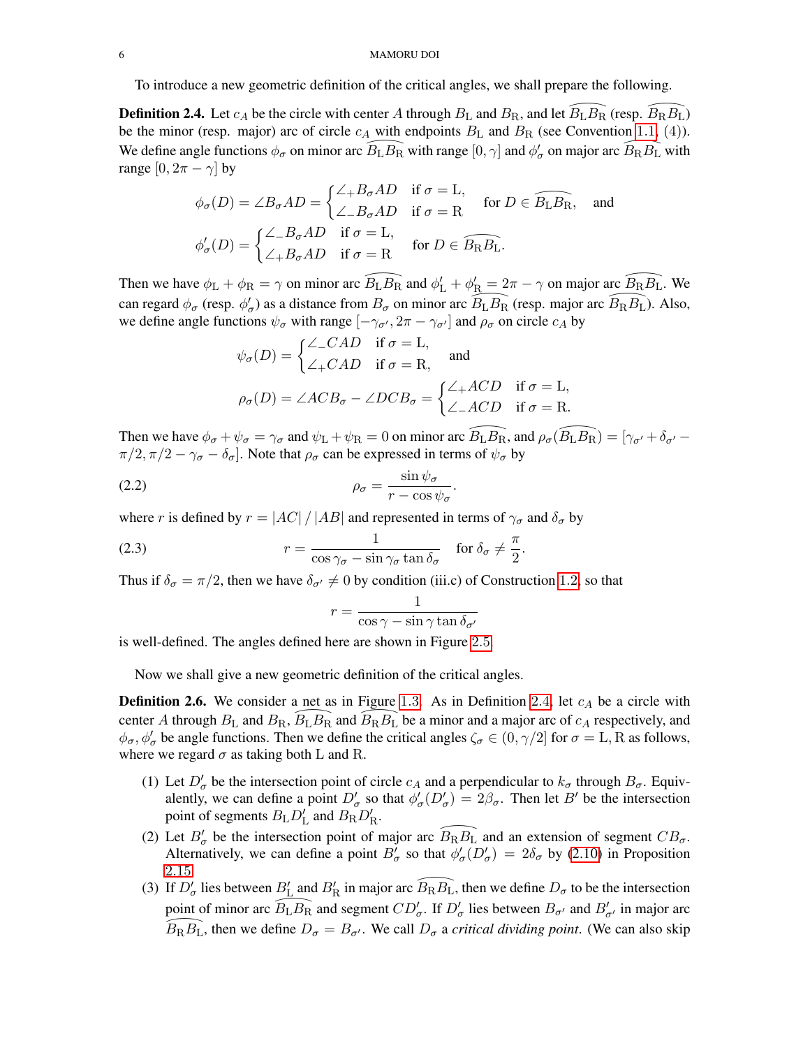To introduce a new geometric definition of the critical angles, we shall prepare the following.

**Definition 2.4.** Let $c_A$ be the circle with center $A$ through $B_{\mathrm{L}}$ and $B_{\mathrm{R}}$, and let $\widehat{B_{\mathrm{L}}B_{\mathrm{R}}}$ (resp. $\widehat{B_{\mathrm{R}}B_{\mathrm{L}}}$) be the minor (resp. major) arc of circle $c_A$ with endpoints $B_{\mathrm{L}}$ and $B_{\mathrm{R}}$ (see Convention 1.1, (4)). We define angle functions $\phi_\sigma$ on minor arc $\widehat{B_{\mathrm{L}}B_{\mathrm{R}}}$ with range $[0,\gamma]$ and $\phi'_\sigma$ on major arc $\widehat{B_{\mathrm{R}}B_{\mathrm{L}}}$ with range $[0, 2\pi-\gamma]$ by

$$\phi_\sigma(D) = \angle B_\sigma AD = \begin{cases} \angle_+ B_\sigma AD & \text{if } \sigma = \mathrm{L}, \\ \angle_- B_\sigma AD & \text{if } \sigma = \mathrm{R} \end{cases} \quad \text{for } D \in \widehat{B_{\mathrm{L}}B_{\mathrm{R}}}, \quad \text{and}$$

$$\phi'_\sigma(D) = \begin{cases} \angle_- B_\sigma AD & \text{if } \sigma = \mathrm{L}, \\ \angle_+ B_\sigma AD & \text{if } \sigma = \mathrm{R} \end{cases} \quad \text{for } D \in \widehat{B_{\mathrm{R}}B_{\mathrm{L}}}.$$

Then we have $\phi_{\mathrm{L}} + \phi_{\mathrm{R}} = \gamma$ on minor arc $\widehat{B_{\mathrm{L}}B_{\mathrm{R}}}$ and $\phi'_{\mathrm{L}} + \phi'_{\mathrm{R}} = 2\pi - \gamma$ on major arc $\widehat{B_{\mathrm{R}}B_{\mathrm{L}}}$. We can regard $\phi_\sigma$ (resp. $\phi'_\sigma$) as a distance from $B_\sigma$ on minor arc $\widehat{B_{\mathrm{L}}B_{\mathrm{R}}}$ (resp. major arc $\widehat{B_{\mathrm{R}}B_{\mathrm{L}}}$). Also, we define angle functions $\psi_\sigma$ with range $[-\gamma_{\sigma'}, 2\pi - \gamma_{\sigma'}]$ and $\rho_\sigma$ on circle $c_A$ by

$$\psi_\sigma(D) = \begin{cases} \angle_- CAD & \text{if } \sigma = \mathrm{L}, \\ \angle_+ CAD & \text{if } \sigma = \mathrm{R}, \end{cases} \quad \text{and}$$

$$\rho_\sigma(D) = \angle ACB_\sigma - \angle DCB_\sigma = \begin{cases} \angle_+ ACD & \text{if } \sigma = \mathrm{L}, \\ \angle_- ACD & \text{if } \sigma = \mathrm{R}. \end{cases}$$

Then we have $\phi_\sigma + \psi_\sigma = \gamma_\sigma$ and $\psi_{\mathrm{L}} + \psi_{\mathrm{R}} = 0$ on minor arc $\widehat{B_{\mathrm{L}}B_{\mathrm{R}}}$, and $\rho_\sigma(\widehat{B_{\mathrm{L}}B_{\mathrm{R}}}) = [\gamma_{\sigma'} + \delta_{\sigma'} - \pi/2, \pi/2 - \gamma_\sigma - \delta_\sigma]$. Note that $\rho_\sigma$ can be expressed in terms of $\psi_\sigma$ by

$$\rho_\sigma = \frac{\sin\psi_\sigma}{r - \cos\psi_\sigma}. \tag{2.2}$$

where $r$ is defined by $r = |AC|\,/\,|AB|$ and represented in terms of $\gamma_\sigma$ and $\delta_\sigma$ by

$$r = \frac{1}{\cos\gamma_\sigma - \sin\gamma_\sigma \tan\delta_\sigma} \quad \text{for } \delta_\sigma \neq \frac{\pi}{2}. \tag{2.3}$$

Thus if $\delta_\sigma = \pi/2$, then we have $\delta_{\sigma'} \neq 0$ by condition (iii.c) of Construction 1.2, so that

$$r = \frac{1}{\cos\gamma - \sin\gamma\tan\delta_{\sigma'}}$$

is well-defined. The angles defined here are shown in Figure 2.5.

Now we shall give a new geometric definition of the critical angles.

**Definition 2.6.** We consider a net as in Figure 1.3. As in Definition 2.4, let $c_A$ be a circle with center $A$ through $B_{\mathrm{L}}$ and $B_{\mathrm{R}}$, $\widehat{B_{\mathrm{L}}B_{\mathrm{R}}}$ and $\widehat{B_{\mathrm{R}}B_{\mathrm{L}}}$ be a minor and a major arc of $c_A$ respectively, and $\phi_\sigma, \phi'_\sigma$ be angle functions. Then we define the critical angles $\zeta_\sigma \in (0, \gamma/2]$ for $\sigma = \mathrm{L}, \mathrm{R}$ as follows, where we regard $\sigma$ as taking both L and R.

(1) Let $D'_\sigma$ be the intersection point of circle $c_A$ and a perpendicular to $k_\sigma$ through $B_\sigma$. Equivalently, we can define a point $D'_\sigma$ so that $\phi'_\sigma(D'_\sigma) = 2\beta_\sigma$. Then let $B'$ be the intersection point of segments $B_{\mathrm{L}}D'_{\mathrm{L}}$ and $B_{\mathrm{R}}D'_{\mathrm{R}}$.

(2) Let $B'_\sigma$ be the intersection point of major arc $\widehat{B_{\mathrm{R}}B_{\mathrm{L}}}$ and an extension of segment $CB_\sigma$. Alternatively, we can define a point $B'_\sigma$ so that $\phi'_\sigma(D'_\sigma) = 2\delta_\sigma$ by (2.10) in Proposition 2.15.

(3) If $D'_\sigma$ lies between $B'_{\mathrm{L}}$ and $B'_{\mathrm{R}}$ in major arc $\widehat{B_{\mathrm{R}}B_{\mathrm{L}}}$, then we define $D_\sigma$ to be the intersection point of minor arc $\widehat{B_{\mathrm{L}}B_{\mathrm{R}}}$ and segment $CD'_\sigma$. If $D'_\sigma$ lies between $B_{\sigma'}$ and $B'_{\sigma'}$ in major arc $\widehat{B_{\mathrm{R}}B_{\mathrm{L}}}$, then we define $D_\sigma = B_{\sigma'}$. We call $D_\sigma$ a *critical dividing point*. (We can also skip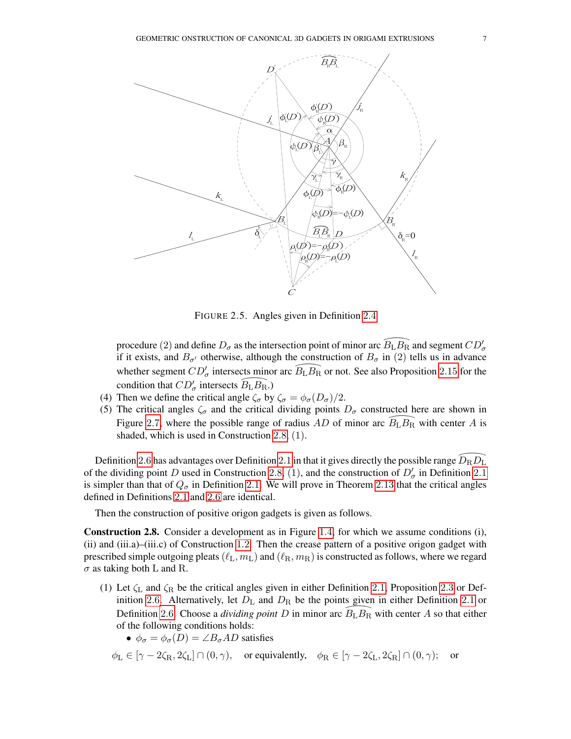FIGURE 2.5. Angles given in Definition 2.4

procedure (2) and define $D_\sigma$ as the intersection point of minor arc $\widehat{B_\mathrm{L}B_\mathrm{R}}$ and segment $CD'_\sigma$ if it exists, and $B_{\sigma'}$ otherwise, although the construction of $B_\sigma$ in (2) tells us in advance whether segment $CD'_\sigma$ intersects minor arc $\widehat{B_\mathrm{L}B_\mathrm{R}}$ or not. See also Proposition 2.15 for the condition that $CD'_\sigma$ intersects $\widehat{B_\mathrm{L}B_\mathrm{R}}$.)

(4) Then we define the critical angle $\zeta_\sigma$ by $\zeta_\sigma = \phi_\sigma(D_\sigma)/2$.

(5) The critical angles $\zeta_\sigma$ and the critical dividing points $D_\sigma$ constructed here are shown in Figure 2.7, where the possible range of radius $AD$ of minor arc $\widehat{B_\mathrm{L}B_\mathrm{R}}$ with center $A$ is shaded, which is used in Construction 2.8, (1).

Definition 2.6 has advantages over Definition 2.1 in that it gives directly the possible range $\widehat{D_\mathrm{R}D_\mathrm{L}}$ of the dividing point $D$ used in Construction 2.8, (1), and the construction of $D'_\sigma$ in Definition 2.1 is simpler than that of $Q_\sigma$ in Definition 2.1. We will prove in Theorem 2.13 that the critical angles defined in Definitions 2.1 and 2.6 are identical.

Then the construction of positive origon gadgets is given as follows.

**Construction 2.8.** Consider a development as in Figure 1.4, for which we assume conditions (i), (ii) and (iii.a)–(iii.c) of Construction 1.2. Then the crease pattern of a positive origon gadget with prescribed simple outgoing pleats $(\ell_\mathrm{L}, m_\mathrm{L})$ and $(\ell_\mathrm{R}, m_\mathrm{R})$ is constructed as follows, where we regard $\sigma$ as taking both L and R.

(1) Let $\zeta_\mathrm{L}$ and $\zeta_\mathrm{R}$ be the critical angles given in either Definition 2.1, Proposition 2.3 or Definition 2.6. Alternatively, let $D_\mathrm{L}$ and $D_\mathrm{R}$ be the points given in either Definition 2.1 or Definition 2.6. Choose a *dividing point* $D$ in minor arc $\widehat{B_\mathrm{L}B_\mathrm{R}}$ with center $A$ so that either of the following conditions holds:

- $\phi_\sigma = \phi_\sigma(D) = \angle B_\sigma AD$ satisfies

$$\phi_\mathrm{L} \in [\gamma - 2\zeta_\mathrm{R}, 2\zeta_\mathrm{L}] \cap (0, \gamma), \quad \text{or equivalently,} \quad \phi_\mathrm{R} \in [\gamma - 2\zeta_\mathrm{L}, 2\zeta_\mathrm{R}] \cap (0, \gamma); \quad \text{or}$$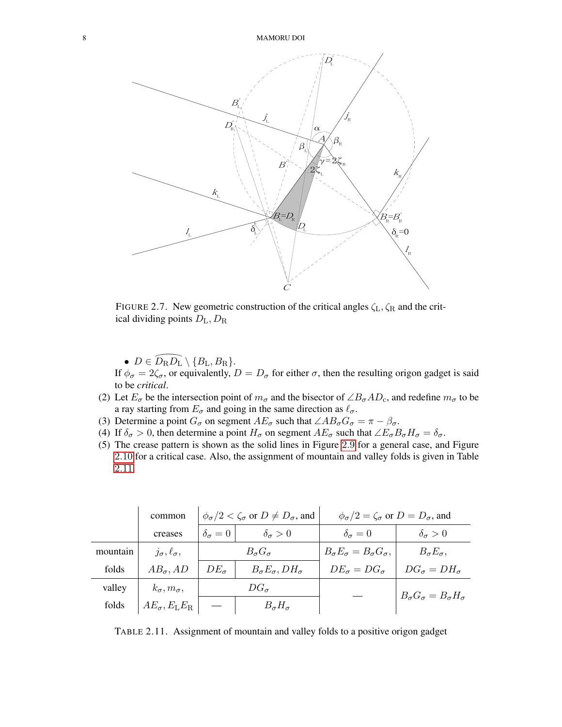FIGURE 2.7. New geometric construction of the critical angles $\zeta_{\mathrm{L}}, \zeta_{\mathrm{R}}$ and the critical dividing points $D_{\mathrm{L}}, D_{\mathrm{R}}$

- $D \in \widehat{D_{\mathrm{R}} D_{\mathrm{L}}} \setminus \{B_{\mathrm{L}}, B_{\mathrm{R}}\}$.

  If $\phi_\sigma = 2\zeta_\sigma$, or equivalently, $D = D_\sigma$ for either $\sigma$, then the resulting origon gadget is said to be *critical*.

(2) Let $E_\sigma$ be the intersection point of $m_\sigma$ and the bisector of $\angle B_\sigma A D_{\mathrm{c}}$, and redefine $m_\sigma$ to be a ray starting from $E_\sigma$ and going in the same direction as $\ell_\sigma$.

(3) Determine a point $G_\sigma$ on segment $AE_\sigma$ such that $\angle AB_\sigma G_\sigma = \pi - \beta_\sigma$.

(4) If $\delta_\sigma > 0$, then determine a point $H_\sigma$ on segment $AE_\sigma$ such that $\angle E_\sigma B_\sigma H_\sigma = \delta_\sigma$.

(5) The crease pattern is shown as the solid lines in Figure 2.9 for a general case, and Figure 2.10 for a critical case. Also, the assignment of mountain and valley folds is given in Table 2.11.

| | common creases | $\phi_\sigma/2 < \zeta_\sigma$ or $D \neq D_\sigma$, and | | $\phi_\sigma/2 = \zeta_\sigma$ or $D = D_\sigma$, and | |
|---|---|---|---|---|---|
| | | $\delta_\sigma = 0$ | $\delta_\sigma > 0$ | $\delta_\sigma = 0$ | $\delta_\sigma > 0$ |
| mountain folds | $j_\sigma, \ell_\sigma,$ $AB_\sigma, AD$ | $B_\sigma G_\sigma$ | | $B_\sigma E_\sigma = B_\sigma G_\sigma,$ $DE_\sigma = DG_\sigma$ | $B_\sigma E_\sigma,$ $DG_\sigma = DH_\sigma$ |
| | | $DE_\sigma$ | $B_\sigma E_\sigma, DH_\sigma$ | | |
| valley folds | $k_\sigma, m_\sigma,$ $AE_\sigma, E_{\mathrm{L}}E_{\mathrm{R}}$ | $DG_\sigma$ | | — | $B_\sigma G_\sigma = B_\sigma H_\sigma$ |
| | | — | $B_\sigma H_\sigma$ | | |

TABLE 2.11. Assignment of mountain and valley folds to a positive origon gadget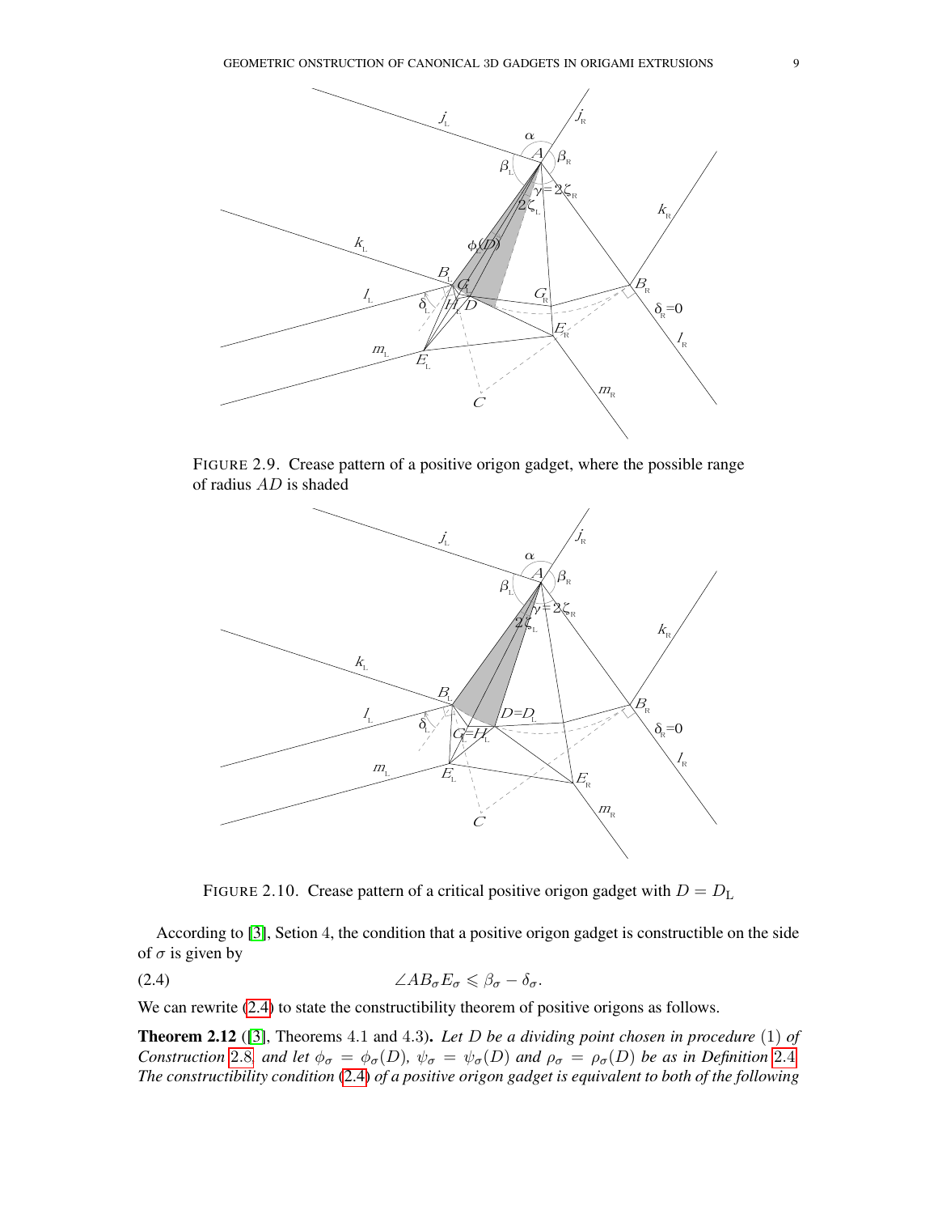FIGURE 2.9. Crease pattern of a positive origon gadget, where the possible range of radius $AD$ is shaded

FIGURE 2.10. Crease pattern of a critical positive origon gadget with $D = D_{\mathrm{L}}$

According to [3], Setion 4, the condition that a positive origon gadget is constructible on the side of $\sigma$ is given by

$$\angle AB_\sigma E_\sigma \leqslant \beta_\sigma - \delta_\sigma. \tag{2.4}$$

We can rewrite (2.4) to state the constructibility theorem of positive origons as follows.

**Theorem 2.12** ([3], Theorems 4.1 and 4.3). *Let $D$ be a dividing point chosen in procedure (1) of Construction 2.8, and let $\phi_\sigma = \phi_\sigma(D)$, $\psi_\sigma = \psi_\sigma(D)$ and $\rho_\sigma = \rho_\sigma(D)$ be as in Definition 2.4. The constructibility condition (2.4) of a positive origon gadget is equivalent to both of the following*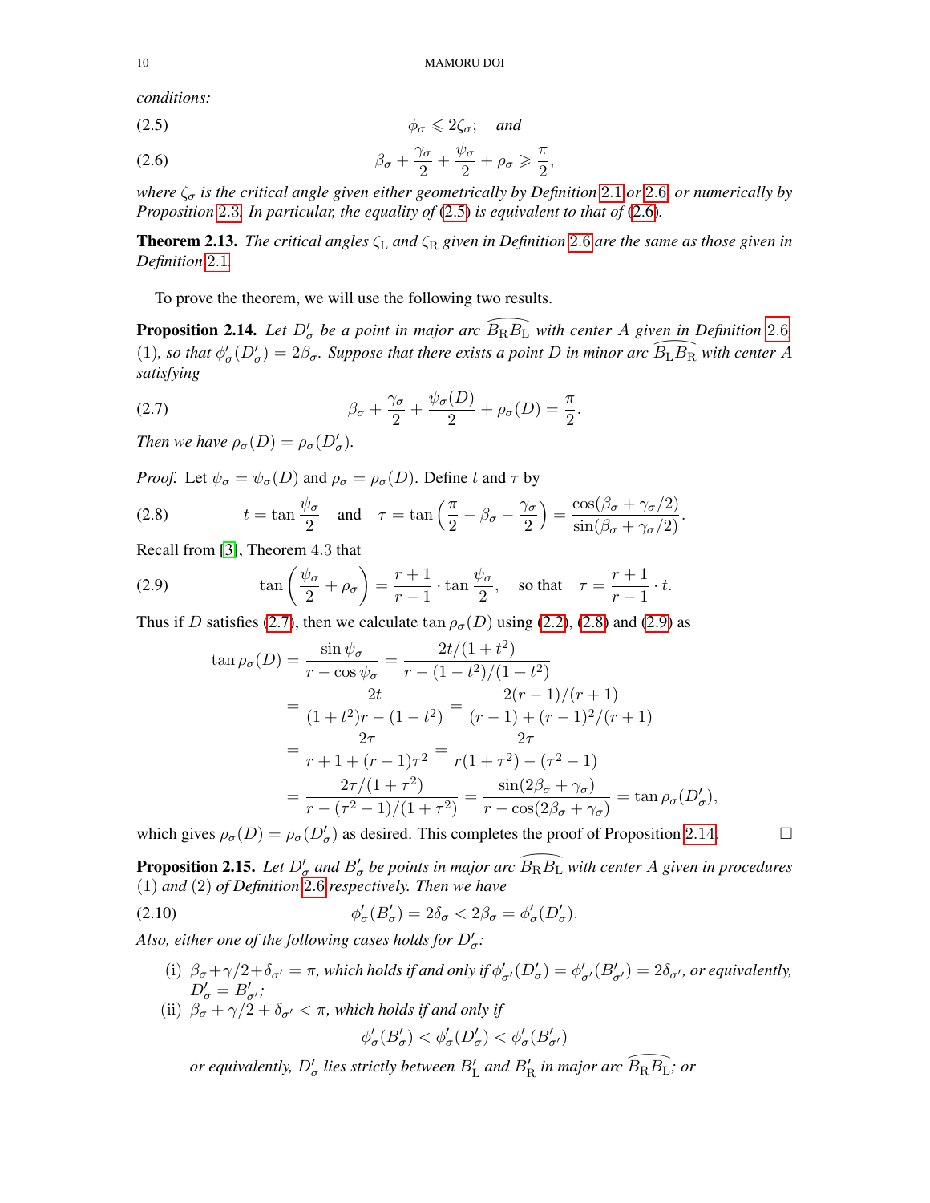*conditions:*

$$\phi_\sigma \leqslant 2\zeta_\sigma; \quad \textit{and} \tag{2.5}$$

$$\beta_\sigma + \frac{\gamma_\sigma}{2} + \frac{\psi_\sigma}{2} + \rho_\sigma \geqslant \frac{\pi}{2}, \tag{2.6}$$

*where $\zeta_\sigma$ is the critical angle given either geometrically by Definition 2.1 or 2.6 or numerically by Proposition 2.3. In particular, the equality of (2.5) is equivalent to that of (2.6).*

**Theorem 2.13.** *The critical angles $\zeta_{\mathrm{L}}$ and $\zeta_{\mathrm{R}}$ given in Definition 2.6 are the same as those given in Definition 2.1.*

To prove the theorem, we will use the following two results.

**Proposition 2.14.** *Let $D'_\sigma$ be a point in major arc $\widehat{B_{\mathrm{R}}B_{\mathrm{L}}}$ with center $A$ given in Definition 2.6 (1), so that $\phi'_\sigma(D'_\sigma) = 2\beta_\sigma$. Suppose that there exists a point $D$ in minor arc $\widehat{B_{\mathrm{L}}B_{\mathrm{R}}}$ with center $A$ satisfying*

$$\beta_\sigma + \frac{\gamma_\sigma}{2} + \frac{\psi_\sigma(D)}{2} + \rho_\sigma(D) = \frac{\pi}{2}. \tag{2.7}$$

*Then we have $\rho_\sigma(D) = \rho_\sigma(D'_\sigma)$.*

*Proof.* Let $\psi_\sigma = \psi_\sigma(D)$ and $\rho_\sigma = \rho_\sigma(D)$. Define $t$ and $\tau$ by

$$t = \tan\frac{\psi_\sigma}{2} \quad \text{and} \quad \tau = \tan\left(\frac{\pi}{2} - \beta_\sigma - \frac{\gamma_\sigma}{2}\right) = \frac{\cos(\beta_\sigma + \gamma_\sigma/2)}{\sin(\beta_\sigma + \gamma_\sigma/2)}. \tag{2.8}$$

Recall from [3], Theorem 4.3 that

$$\tan\left(\frac{\psi_\sigma}{2} + \rho_\sigma\right) = \frac{r+1}{r-1}\cdot\tan\frac{\psi_\sigma}{2}, \quad \text{so that} \quad \tau = \frac{r+1}{r-1}\cdot t. \tag{2.9}$$

Thus if $D$ satisfies (2.7), then we calculate $\tan\rho_\sigma(D)$ using (2.2), (2.8) and (2.9) as

$$\begin{aligned}
\tan\rho_\sigma(D) &= \frac{\sin\psi_\sigma}{r - \cos\psi_\sigma} = \frac{2t/(1+t^2)}{r - (1-t^2)/(1+t^2)} \\
&= \frac{2t}{(1+t^2)r - (1-t^2)} = \frac{2(r-1)/(r+1)}{(r-1) + (r-1)^2/(r+1)} \\
&= \frac{2\tau}{r+1+(r-1)\tau^2} = \frac{2\tau}{r(1+\tau^2) - (\tau^2-1)} \\
&= \frac{2\tau/(1+\tau^2)}{r - (\tau^2-1)/(1+\tau^2)} = \frac{\sin(2\beta_\sigma + \gamma_\sigma)}{r - \cos(2\beta_\sigma + \gamma_\sigma)} = \tan\rho_\sigma(D'_\sigma),
\end{aligned}$$

which gives $\rho_\sigma(D) = \rho_\sigma(D'_\sigma)$ as desired. This completes the proof of Proposition 2.14. $\square$

**Proposition 2.15.** *Let $D'_\sigma$ and $B'_\sigma$ be points in major arc $\widehat{B_{\mathrm{R}}B_{\mathrm{L}}}$ with center $A$ given in procedures (1) and (2) of Definition 2.6 respectively. Then we have*

$$\phi'_\sigma(B'_\sigma) = 2\delta_\sigma < 2\beta_\sigma = \phi'_\sigma(D'_\sigma). \tag{2.10}$$

*Also, either one of the following cases holds for $D'_\sigma$:*

- (i) *$\beta_\sigma + \gamma/2 + \delta_{\sigma'} = \pi$, which holds if and only if $\phi'_{\sigma'}(D'_\sigma) = \phi'_{\sigma'}(B'_{\sigma'}) = 2\delta_{\sigma'}$, or equivalently, $D'_\sigma = B'_{\sigma'}$;*
- (ii) *$\beta_\sigma + \gamma/2 + \delta_{\sigma'} < \pi$, which holds if and only if*

$$\phi'_\sigma(B'_\sigma) < \phi'_\sigma(D'_\sigma) < \phi'_\sigma(B'_{\sigma'})$$

*or equivalently, $D'_\sigma$ lies strictly between $B'_{\mathrm{L}}$ and $B'_{\mathrm{R}}$ in major arc $\widehat{B_{\mathrm{R}}B_{\mathrm{L}}}$; or*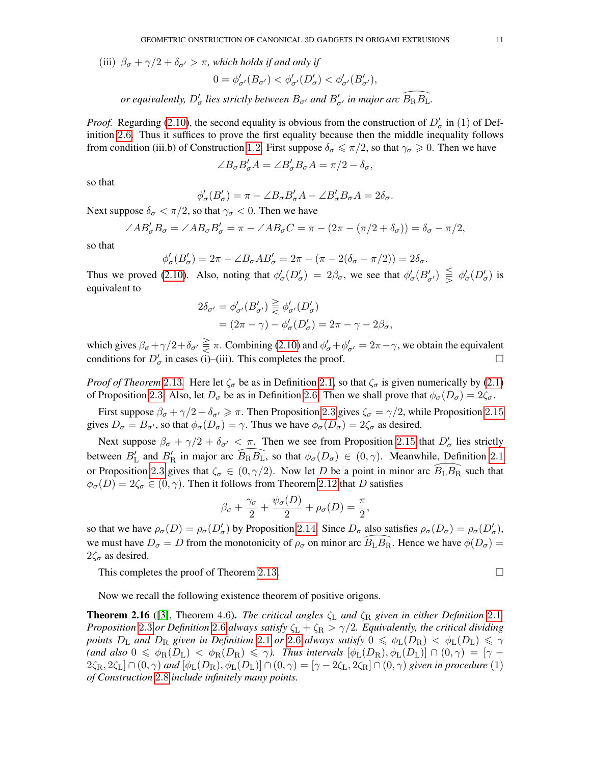(iii) $\beta_\sigma + \gamma/2 + \delta_{\sigma'} > \pi$, *which holds if and only if*

$$0 = \phi'_{\sigma'}(B_{\sigma'}) < \phi'_{\sigma'}(D'_\sigma) < \phi'_{\sigma'}(B'_{\sigma'}),$$

*or equivalently, $D'_\sigma$ lies strictly between $B_{\sigma'}$ and $B'_{\sigma'}$ in major arc $\widehat{B_\mathrm{R}B_\mathrm{L}}$.*

*Proof.* Regarding (2.10), the second equality is obvious from the construction of $D'_\sigma$ in (1) of Definition 2.6. Thus it suffices to prove the first equality because then the middle inequality follows from condition (iii.b) of Construction 1.2. First suppose $\delta_\sigma \leqslant \pi/2$, so that $\gamma_\sigma \geqslant 0$. Then we have

$$\angle B_\sigma B'_\sigma A = \angle B'_\sigma B_\sigma A = \pi/2 - \delta_\sigma,$$

so that

$$\phi'_\sigma(B'_\sigma) = \pi - \angle B_\sigma B'_\sigma A - \angle B'_\sigma B_\sigma A = 2\delta_\sigma.$$

Next suppose $\delta_\sigma < \pi/2$, so that $\gamma_\sigma < 0$. Then we have

$$\angle AB'_\sigma B_\sigma = \angle AB_\sigma B'_\sigma = \pi - \angle AB_\sigma C = \pi - (2\pi - (\pi/2 + \delta_\sigma)) = \delta_\sigma - \pi/2,$$

so that

$$\phi'_\sigma(B'_\sigma) = 2\pi - \angle B_\sigma AB'_\sigma = 2\pi - (\pi - 2(\delta_\sigma - \pi/2)) = 2\delta_\sigma.$$

Thus we proved (2.10). Also, noting that $\phi'_\sigma(D'_\sigma) = 2\beta_\sigma$, we see that $\phi'_\sigma(B'_{\sigma'}) \lesseqqgtr \phi'_\sigma(D'_\sigma)$ is equivalent to

$$\begin{aligned} 2\delta_{\sigma'} = \phi'_{\sigma'}(B'_{\sigma'}) &\gtreqqless \phi'_{\sigma'}(D'_\sigma) \\ &= (2\pi - \gamma) - \phi'_\sigma(D'_\sigma) = 2\pi - \gamma - 2\beta_\sigma, \end{aligned}$$

which gives $\beta_\sigma + \gamma/2 + \delta_{\sigma'} \gtreqqless \pi$. Combining (2.10) and $\phi'_\sigma + \phi'_{\sigma'} = 2\pi - \gamma$, we obtain the equivalent conditions for $D'_\sigma$ in cases (i)–(iii). This completes the proof. □

*Proof of Theorem 2.13.* Here let $\zeta_\sigma$ be as in Definition 2.1, so that $\zeta_\sigma$ is given numerically by (2.1) of Proposition 2.3. Also, let $D_\sigma$ be as in Definition 2.6. Then we shall prove that $\phi_\sigma(D_\sigma) = 2\zeta_\sigma$.

First suppose $\beta_\sigma + \gamma/2 + \delta_{\sigma'} \geqslant \pi$. Then Proposition 2.3 gives $\zeta_\sigma = \gamma/2$, while Proposition 2.15 gives $D_\sigma = B_{\sigma'}$, so that $\phi_\sigma(D_\sigma) = \gamma$. Thus we have $\phi_\sigma(D_\sigma) = 2\zeta_\sigma$ as desired.

Next suppose $\beta_\sigma + \gamma/2 + \delta_{\sigma'} < \pi$. Then we see from Proposition 2.15 that $D'_\sigma$ lies strictly between $B'_\mathrm{L}$ and $B'_\mathrm{R}$ in major arc $\widehat{B_\mathrm{R}B_\mathrm{L}}$, so that $\phi_\sigma(D_\sigma) \in (0, \gamma)$. Meanwhile, Definition 2.1 or Proposition 2.3 gives that $\zeta_\sigma \in (0, \gamma/2)$. Now let $D$ be a point in minor arc $\widehat{B_\mathrm{L}B_\mathrm{R}}$ such that $\phi_\sigma(D) = 2\zeta_\sigma \in (0, \gamma)$. Then it follows from Theorem 2.12 that $D$ satisfies

$$\beta_\sigma + \frac{\gamma_\sigma}{2} + \frac{\psi_\sigma(D)}{2} + \rho_\sigma(D) = \frac{\pi}{2},$$

so that we have $\rho_\sigma(D) = \rho_\sigma(D'_\sigma)$ by Proposition 2.14. Since $D_\sigma$ also satisfies $\rho_\sigma(D_\sigma) = \rho_\sigma(D'_\sigma)$, we must have $D_\sigma = D$ from the monotonicity of $\rho_\sigma$ on minor arc $\widehat{B_\mathrm{L}B_\mathrm{R}}$. Hence we have $\phi(D_\sigma) = 2\zeta_\sigma$ as desired.

This completes the proof of Theorem 2.13. □

Now we recall the following existence theorem of positive origons.

**Theorem 2.16** ([3], Theorem 4.6)**.** *The critical angles $\zeta_\mathrm{L}$ and $\zeta_\mathrm{R}$ given in either Definition 2.1, Proposition 2.3 or Definition 2.6 always satisfy $\zeta_\mathrm{L} + \zeta_\mathrm{R} > \gamma/2$. Equivalently, the critical dividing points $D_\mathrm{L}$ and $D_\mathrm{R}$ given in Definition 2.1 or 2.6 always satisfy $0 \leqslant \phi_\mathrm{L}(D_\mathrm{R}) < \phi_\mathrm{L}(D_\mathrm{L}) \leqslant \gamma$ (and also $0 \leqslant \phi_\mathrm{R}(D_\mathrm{L}) < \phi_\mathrm{R}(D_\mathrm{R}) \leqslant \gamma$). Thus intervals $[\phi_\mathrm{L}(D_\mathrm{R}), \phi_\mathrm{L}(D_\mathrm{L})] \cap (0, \gamma) = [\gamma - 2\zeta_\mathrm{R}, 2\zeta_\mathrm{L}] \cap (0, \gamma)$ and $[\phi_\mathrm{L}(D_\mathrm{R}), \phi_\mathrm{L}(D_\mathrm{L})] \cap (0, \gamma) = [\gamma - 2\zeta_\mathrm{L}, 2\zeta_\mathrm{R}] \cap (0, \gamma)$ given in procedure (1) of Construction 2.8 include infinitely many points.*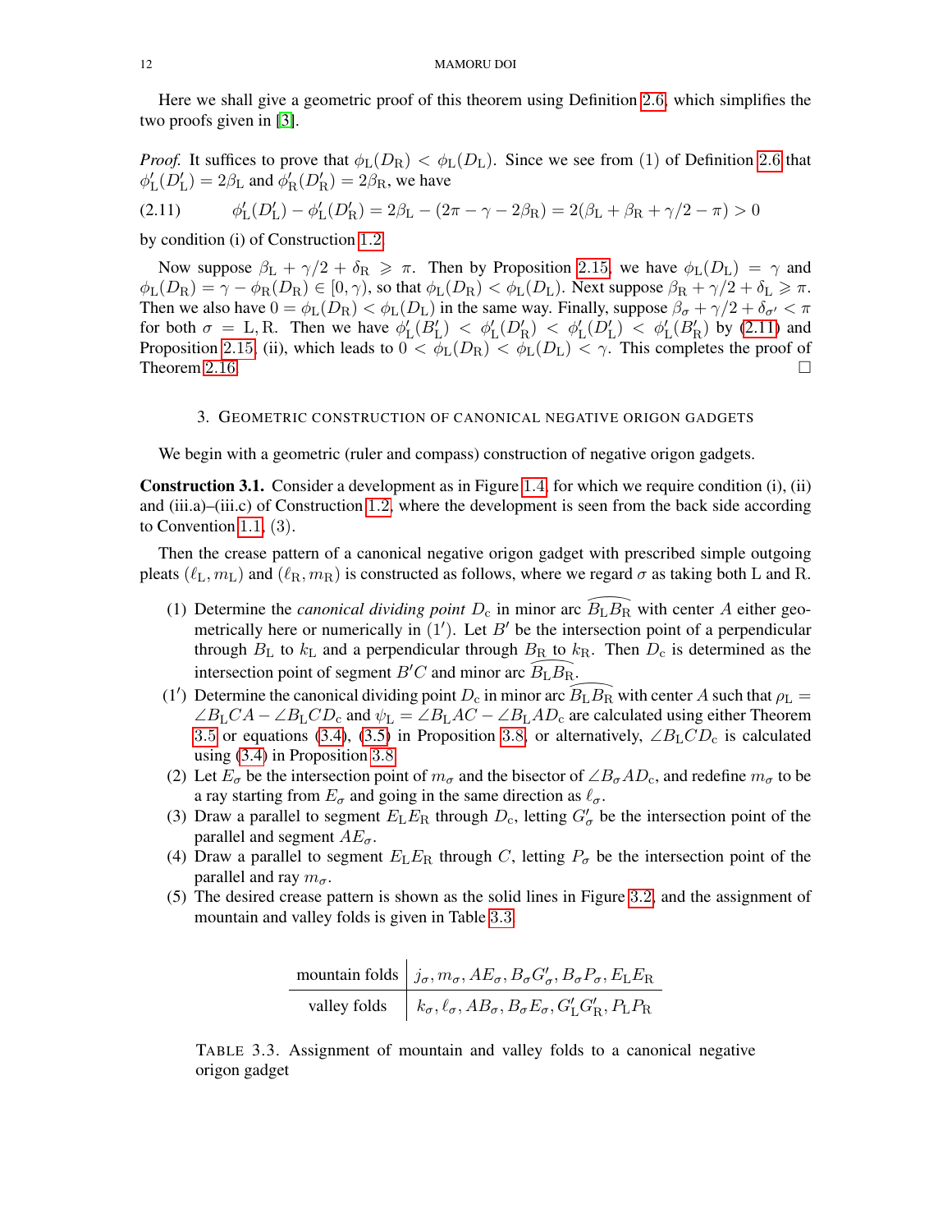Here we shall give a geometric proof of this theorem using Definition 2.6, which simplifies the two proofs given in [3].

*Proof.* It suffices to prove that $\phi_{\mathrm{L}}(D_{\mathrm{R}}) < \phi_{\mathrm{L}}(D_{\mathrm{L}})$. Since we see from (1) of Definition 2.6 that $\phi'_{\mathrm{L}}(D'_{\mathrm{L}}) = 2\beta_{\mathrm{L}}$ and $\phi'_{\mathrm{R}}(D'_{\mathrm{R}}) = 2\beta_{\mathrm{R}}$, we have

$$\phi'_{\mathrm{L}}(D'_{\mathrm{L}}) - \phi'_{\mathrm{L}}(D'_{\mathrm{R}}) = 2\beta_{\mathrm{L}} - (2\pi - \gamma - 2\beta_{\mathrm{R}}) = 2(\beta_{\mathrm{L}} + \beta_{\mathrm{R}} + \gamma/2 - \pi) > 0 \tag{2.11}$$

by condition (i) of Construction 1.2.

Now suppose $\beta_{\mathrm{L}} + \gamma/2 + \delta_{\mathrm{R}} \geqslant \pi$. Then by Proposition 2.15, we have $\phi_{\mathrm{L}}(D_{\mathrm{L}}) = \gamma$ and $\phi_{\mathrm{L}}(D_{\mathrm{R}}) = \gamma - \phi_{\mathrm{R}}(D_{\mathrm{R}}) \in [0, \gamma)$, so that $\phi_{\mathrm{L}}(D_{\mathrm{R}}) < \phi_{\mathrm{L}}(D_{\mathrm{L}})$. Next suppose $\beta_{\mathrm{R}} + \gamma/2 + \delta_{\mathrm{L}} \geqslant \pi$. Then we also have $0 = \phi_{\mathrm{L}}(D_{\mathrm{R}}) < \phi_{\mathrm{L}}(D_{\mathrm{L}})$ in the same way. Finally, suppose $\beta_\sigma + \gamma/2 + \delta_{\sigma'} < \pi$ for both $\sigma = \mathrm{L}, \mathrm{R}$. Then we have $\phi'_{\mathrm{L}}(B'_{\mathrm{L}}) < \phi'_{\mathrm{L}}(D'_{\mathrm{R}}) < \phi'_{\mathrm{L}}(D'_{\mathrm{L}}) < \phi'_{\mathrm{L}}(B'_{\mathrm{R}})$ by (2.11) and Proposition 2.15, (ii), which leads to $0 < \phi_{\mathrm{L}}(D_{\mathrm{R}}) < \phi_{\mathrm{L}}(D_{\mathrm{L}}) < \gamma$. This completes the proof of Theorem 2.16. □

## 3. Geometric construction of canonical negative origon gadgets

We begin with a geometric (ruler and compass) construction of negative origon gadgets.

**Construction 3.1.** Consider a development as in Figure 1.4, for which we require condition (i), (ii) and (iii.a)–(iii.c) of Construction 1.2, where the development is seen from the back side according to Convention 1.1, (3).

Then the crease pattern of a canonical negative origon gadget with prescribed simple outgoing pleats $(\ell_{\mathrm{L}}, m_{\mathrm{L}})$ and $(\ell_{\mathrm{R}}, m_{\mathrm{R}})$ is constructed as follows, where we regard $\sigma$ as taking both L and R.

(1) Determine the *canonical dividing point* $D_{\mathrm{c}}$ in minor arc $\widehat{B_{\mathrm{L}}B_{\mathrm{R}}}$ with center $A$ either geometrically here or numerically in $(1')$. Let $B'$ be the intersection point of a perpendicular through $B_{\mathrm{L}}$ to $k_{\mathrm{L}}$ and a perpendicular through $B_{\mathrm{R}}$ to $k_{\mathrm{R}}$. Then $D_{\mathrm{c}}$ is determined as the intersection point of segment $B'C$ and minor arc $\widehat{B_{\mathrm{L}}B_{\mathrm{R}}}$.

$(1')$ Determine the canonical dividing point $D_{\mathrm{c}}$ in minor arc $\widehat{B_{\mathrm{L}}B_{\mathrm{R}}}$ with center $A$ such that $\rho_{\mathrm{L}} = \angle B_{\mathrm{L}}CA - \angle B_{\mathrm{L}}CD_{\mathrm{c}}$ and $\psi_{\mathrm{L}} = \angle B_{\mathrm{L}}AC - \angle B_{\mathrm{L}}AD_{\mathrm{c}}$ are calculated using either Theorem 3.5 or equations (3.4), (3.5) in Proposition 3.8, or alternatively, $\angle B_{\mathrm{L}}CD_{\mathrm{c}}$ is calculated using (3.4) in Proposition 3.8.

(2) Let $E_\sigma$ be the intersection point of $m_\sigma$ and the bisector of $\angle B_\sigma AD_{\mathrm{c}}$, and redefine $m_\sigma$ to be a ray starting from $E_\sigma$ and going in the same direction as $\ell_\sigma$.

(3) Draw a parallel to segment $E_{\mathrm{L}}E_{\mathrm{R}}$ through $D_{\mathrm{c}}$, letting $G'_\sigma$ be the intersection point of the parallel and segment $AE_\sigma$.

(4) Draw a parallel to segment $E_{\mathrm{L}}E_{\mathrm{R}}$ through $C$, letting $P_\sigma$ be the intersection point of the parallel and ray $m_\sigma$.

(5) The desired crease pattern is shown as the solid lines in Figure 3.2, and the assignment of mountain and valley folds is given in Table 3.3.

| | |
|---|---|
| mountain folds | $j_\sigma, m_\sigma, AE_\sigma, B_\sigma G'_\sigma, B_\sigma P_\sigma, E_{\mathrm{L}}E_{\mathrm{R}}$ |
| valley folds | $k_\sigma, \ell_\sigma, AB_\sigma, B_\sigma E_\sigma, G'_{\mathrm{L}}G'_{\mathrm{R}}, P_{\mathrm{L}}P_{\mathrm{R}}$ |

TABLE 3.3. Assignment of mountain and valley folds to a canonical negative origon gadget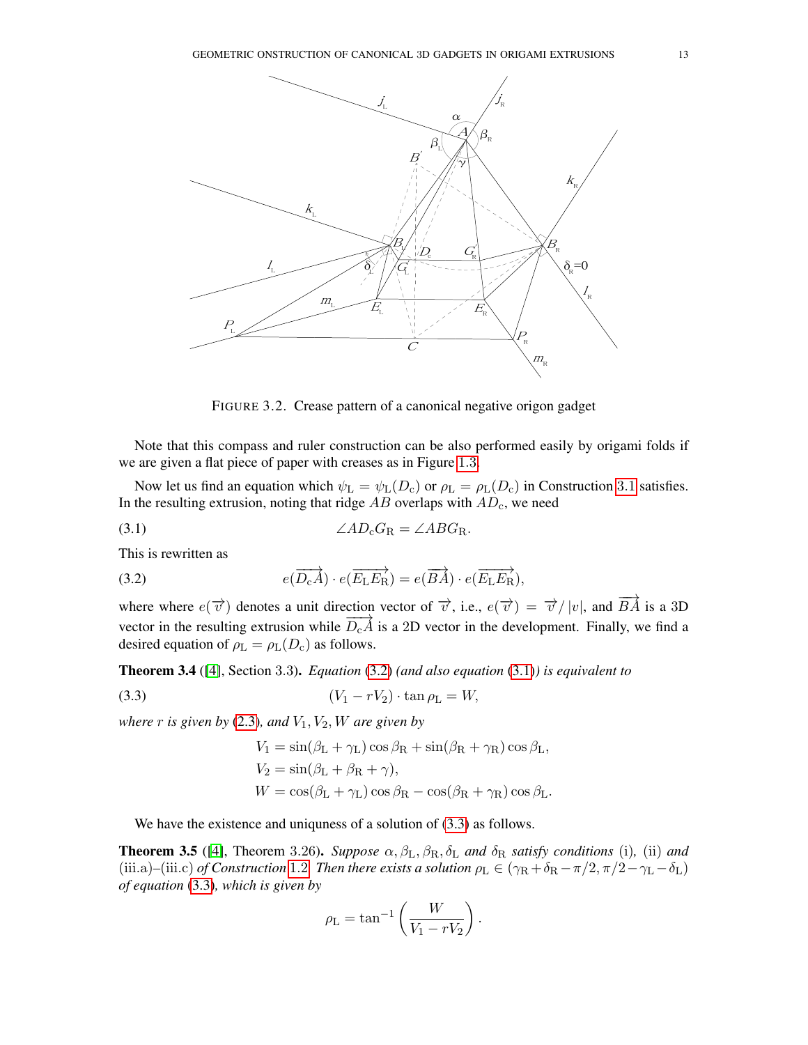FIGURE 3.2. Crease pattern of a canonical negative origon gadget

Note that this compass and ruler construction can be also performed easily by origami folds if we are given a flat piece of paper with creases as in Figure 1.3.

Now let us find an equation which $\psi_{\mathrm{L}} = \psi_{\mathrm{L}}(D_{\mathrm{c}})$ or $\rho_{\mathrm{L}} = \rho_{\mathrm{L}}(D_{\mathrm{c}})$ in Construction 3.1 satisfies. In the resulting extrusion, noting that ridge $AB$ overlaps with $AD_{\mathrm{c}}$, we need

$$\angle AD_{\mathrm{c}}G_{\mathrm{R}} = \angle ABG_{\mathrm{R}}. \tag{3.1}$$

This is rewritten as

$$e(\overrightarrow{D_{\mathrm{c}}A}) \cdot e(\overrightarrow{E_{\mathrm{L}}E_{\mathrm{R}}}) = e(\overrightarrow{BA}) \cdot e(\overrightarrow{E_{\mathrm{L}}E_{\mathrm{R}}}), \tag{3.2}$$

where where $e(\overrightarrow{v})$ denotes a unit direction vector of $\overrightarrow{v}$, i.e., $e(\overrightarrow{v}) = \overrightarrow{v}/|v|$, and $\overrightarrow{BA}$ is a 3D vector in the resulting extrusion while $\overrightarrow{D_{\mathrm{c}}A}$ is a 2D vector in the development. Finally, we find a desired equation of $\rho_{\mathrm{L}} = \rho_{\mathrm{L}}(D_{\mathrm{c}})$ as follows.

**Theorem 3.4** ([4], Section 3.3)**.** *Equation* (3.2) *(and also equation* (3.1)*) is equivalent to*

$$(V_1 - rV_2) \cdot \tan \rho_{\mathrm{L}} = W, \tag{3.3}$$

*where $r$ is given by* (2.3)*, and $V_1, V_2, W$ are given by*

$$\begin{aligned}
V_1 &= \sin(\beta_{\mathrm{L}} + \gamma_{\mathrm{L}}) \cos \beta_{\mathrm{R}} + \sin(\beta_{\mathrm{R}} + \gamma_{\mathrm{R}}) \cos \beta_{\mathrm{L}}, \\
V_2 &= \sin(\beta_{\mathrm{L}} + \beta_{\mathrm{R}} + \gamma), \\
W &= \cos(\beta_{\mathrm{L}} + \gamma_{\mathrm{L}}) \cos \beta_{\mathrm{R}} - \cos(\beta_{\mathrm{R}} + \gamma_{\mathrm{R}}) \cos \beta_{\mathrm{L}}.
\end{aligned}$$

We have the existence and uniquness of a solution of (3.3) as follows.

**Theorem 3.5** ([4], Theorem 3.26)**.** *Suppose $\alpha, \beta_{\mathrm{L}}, \beta_{\mathrm{R}}, \delta_{\mathrm{L}}$ and $\delta_{\mathrm{R}}$ satisfy conditions* (i)*,* (ii) *and* (iii.a)–(iii.c) *of Construction 1.2. Then there exists a solution $\rho_{\mathrm{L}} \in (\gamma_{\mathrm{R}} + \delta_{\mathrm{R}} - \pi/2, \pi/2 - \gamma_{\mathrm{L}} - \delta_{\mathrm{L}})$ of equation* (3.3)*, which is given by*

$$\rho_{\mathrm{L}} = \tan^{-1}\left(\frac{W}{V_1 - rV_2}\right).$$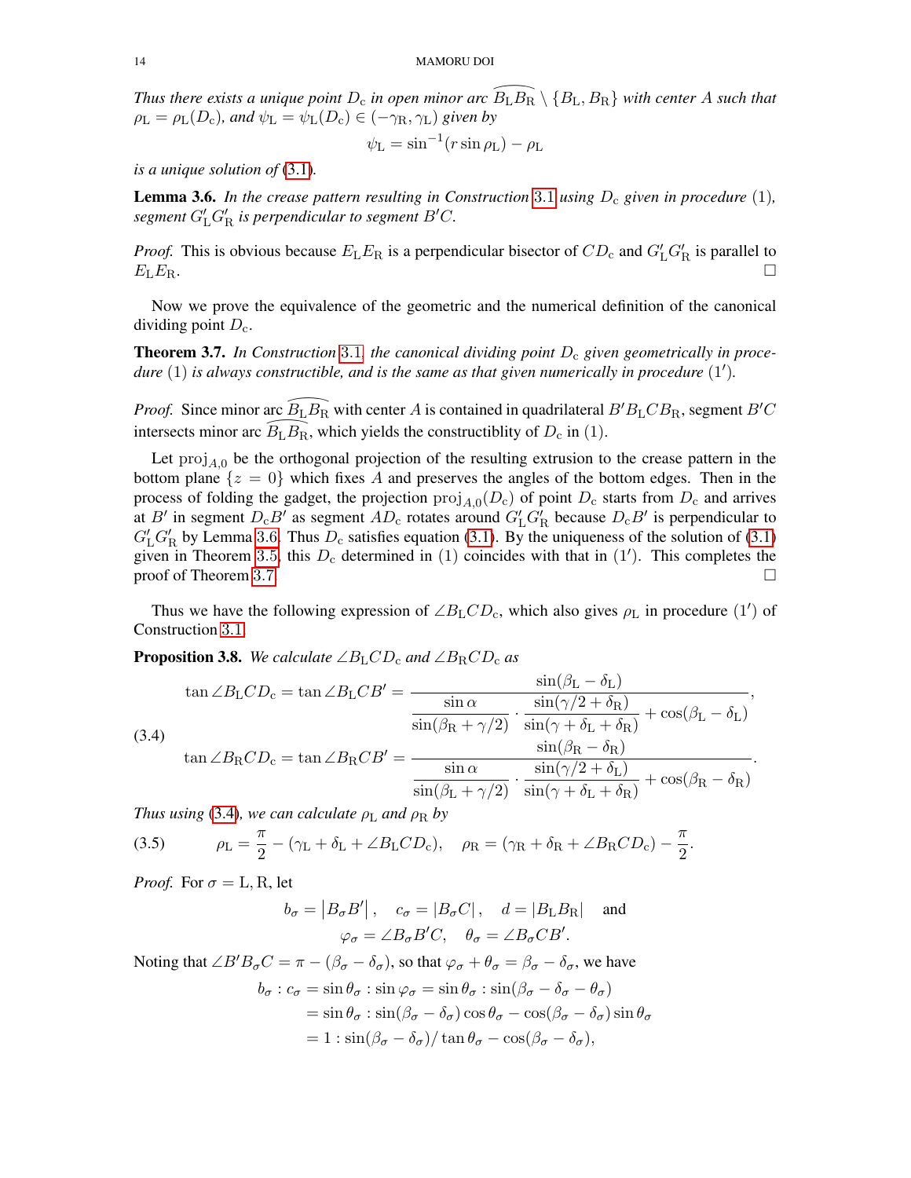*Thus there exists a unique point $D_\mathrm{c}$ in open minor arc $\widehat{B_\mathrm{L}B_\mathrm{R}} \setminus \{B_\mathrm{L}, B_\mathrm{R}\}$ with center $A$ such that $\rho_\mathrm{L} = \rho_\mathrm{L}(D_\mathrm{c})$, and $\psi_\mathrm{L} = \psi_\mathrm{L}(D_\mathrm{c}) \in (-\gamma_\mathrm{R}, \gamma_\mathrm{L})$ given by*

$$\psi_\mathrm{L} = \sin^{-1}(r \sin \rho_\mathrm{L}) - \rho_\mathrm{L}$$

*is a unique solution of (3.1).*

**Lemma 3.6.** *In the crease pattern resulting in Construction 3.1 using $D_\mathrm{c}$ given in procedure (1), segment $G'_\mathrm{L}G'_\mathrm{R}$ is perpendicular to segment $B'C$.*

*Proof.* This is obvious because $E_\mathrm{L}E_\mathrm{R}$ is a perpendicular bisector of $CD_\mathrm{c}$ and $G'_\mathrm{L}G'_\mathrm{R}$ is parallel to $E_\mathrm{L}E_\mathrm{R}$. □

Now we prove the equivalence of the geometric and the numerical definition of the canonical dividing point $D_\mathrm{c}$.

**Theorem 3.7.** *In Construction 3.1, the canonical dividing point $D_\mathrm{c}$ given geometrically in procedure (1) is always constructible, and is the same as that given numerically in procedure (1′).*

*Proof.* Since minor arc $\widehat{B_\mathrm{L}B_\mathrm{R}}$ with center $A$ is contained in quadrilateral $B'B_\mathrm{L}CB_\mathrm{R}$, segment $B'C$ intersects minor arc $\widehat{B_\mathrm{L}B_\mathrm{R}}$, which yields the constructiblity of $D_\mathrm{c}$ in (1).

Let $\mathrm{proj}_{A,0}$ be the orthogonal projection of the resulting extrusion to the crease pattern in the bottom plane $\{z = 0\}$ which fixes $A$ and preserves the angles of the bottom edges. Then in the process of folding the gadget, the projection $\mathrm{proj}_{A,0}(D_\mathrm{c})$ of point $D_\mathrm{c}$ starts from $D_\mathrm{c}$ and arrives at $B'$ in segment $D_\mathrm{c}B'$ as segment $AD_\mathrm{c}$ rotates around $G'_\mathrm{L}G'_\mathrm{R}$ because $D_\mathrm{c}B'$ is perpendicular to $G'_\mathrm{L}G'_\mathrm{R}$ by Lemma 3.6. Thus $D_\mathrm{c}$ satisfies equation (3.1). By the uniqueness of the solution of (3.1) given in Theorem 3.5, this $D_\mathrm{c}$ determined in (1) coincides with that in (1′). This completes the proof of Theorem 3.7. □

Thus we have the following expression of $\angle B_\mathrm{L}CD_\mathrm{c}$, which also gives $\rho_\mathrm{L}$ in procedure (1′) of Construction 3.1.

**Proposition 3.8.** *We calculate $\angle B_\mathrm{L}CD_\mathrm{c}$ and $\angle B_\mathrm{R}CD_\mathrm{c}$ as*

$$\tag{3.4}
\begin{aligned}
\tan \angle B_\mathrm{L}CD_\mathrm{c} = \tan \angle B_\mathrm{L}CB' &= \frac{\sin(\beta_\mathrm{L} - \delta_\mathrm{L})}{\dfrac{\sin\alpha}{\sin(\beta_\mathrm{R} + \gamma/2)} \cdot \dfrac{\sin(\gamma/2 + \delta_\mathrm{R})}{\sin(\gamma + \delta_\mathrm{L} + \delta_\mathrm{R})} + \cos(\beta_\mathrm{L} - \delta_\mathrm{L})},\\
\tan \angle B_\mathrm{R}CD_\mathrm{c} = \tan \angle B_\mathrm{R}CB' &= \frac{\sin(\beta_\mathrm{R} - \delta_\mathrm{R})}{\dfrac{\sin\alpha}{\sin(\beta_\mathrm{L} + \gamma/2)} \cdot \dfrac{\sin(\gamma/2 + \delta_\mathrm{L})}{\sin(\gamma + \delta_\mathrm{L} + \delta_\mathrm{R})} + \cos(\beta_\mathrm{R} - \delta_\mathrm{R})}.
\end{aligned}$$

*Thus using (3.4), we can calculate $\rho_\mathrm{L}$ and $\rho_\mathrm{R}$ by*

$$\tag{3.5} \rho_\mathrm{L} = \frac{\pi}{2} - (\gamma_\mathrm{L} + \delta_\mathrm{L} + \angle B_\mathrm{L}CD_\mathrm{c}), \quad \rho_\mathrm{R} = (\gamma_\mathrm{R} + \delta_\mathrm{R} + \angle B_\mathrm{R}CD_\mathrm{c}) - \frac{\pi}{2}.$$

*Proof.* For $\sigma = \mathrm{L}, \mathrm{R}$, let

$$b_\sigma = |B_\sigma B'|, \quad c_\sigma = |B_\sigma C|, \quad d = |B_\mathrm{L}B_\mathrm{R}| \quad \text{and}$$
$$\varphi_\sigma = \angle B_\sigma B'C, \quad \theta_\sigma = \angle B_\sigma CB'.$$

Noting that $\angle B'B_\sigma C = \pi - (\beta_\sigma - \delta_\sigma)$, so that $\varphi_\sigma + \theta_\sigma = \beta_\sigma - \delta_\sigma$, we have

$$\begin{aligned}
b_\sigma : c_\sigma &= \sin\theta_\sigma : \sin\varphi_\sigma = \sin\theta_\sigma : \sin(\beta_\sigma - \delta_\sigma - \theta_\sigma)\\
&= \sin\theta_\sigma : \sin(\beta_\sigma - \delta_\sigma)\cos\theta_\sigma - \cos(\beta_\sigma - \delta_\sigma)\sin\theta_\sigma\\
&= 1 : \sin(\beta_\sigma - \delta_\sigma)/\tan\theta_\sigma - \cos(\beta_\sigma - \delta_\sigma),
\end{aligned}$$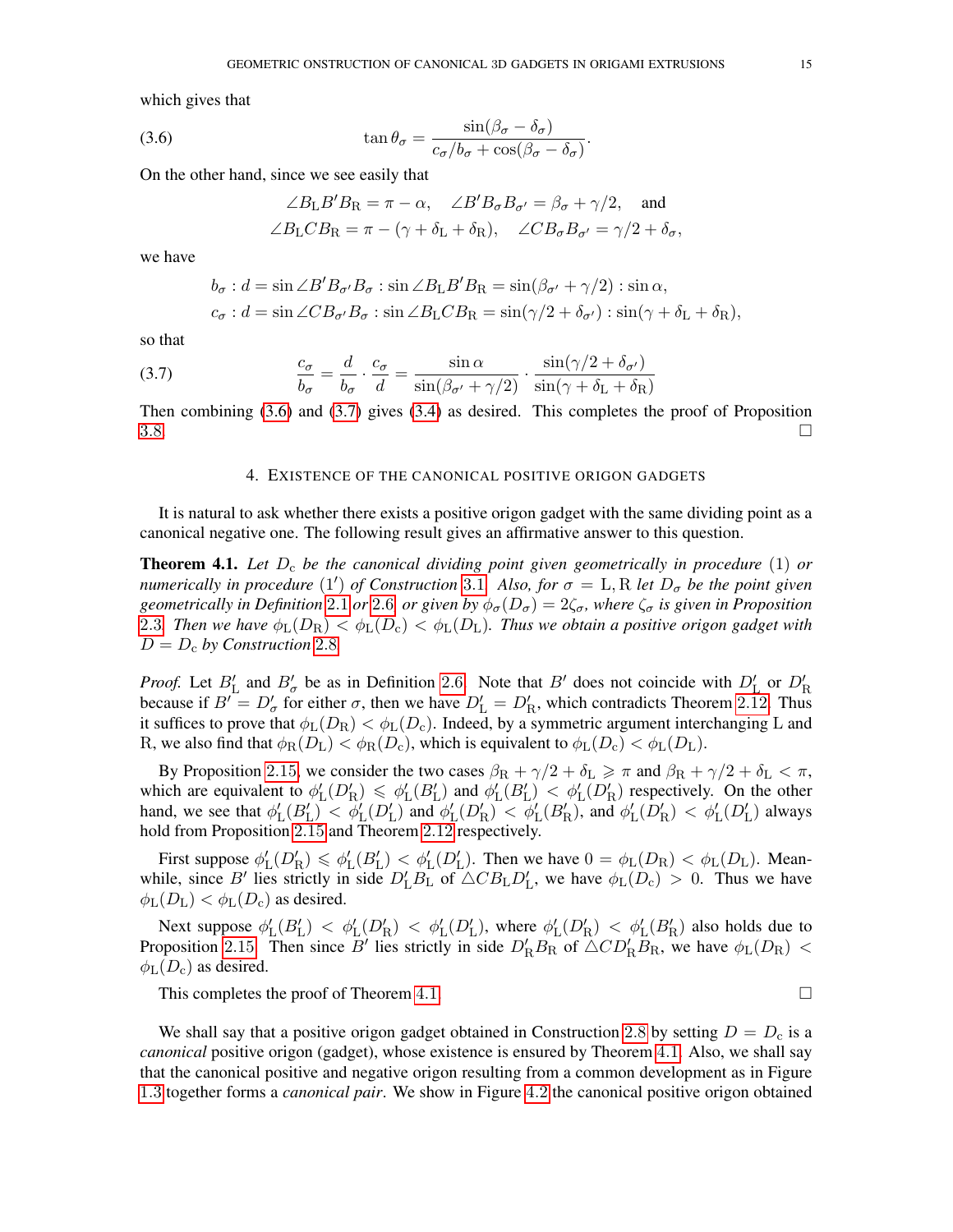which gives that

$$\tan\theta_\sigma = \frac{\sin(\beta_\sigma - \delta_\sigma)}{c_\sigma/b_\sigma + \cos(\beta_\sigma - \delta_\sigma)}. \tag{3.6}$$

On the other hand, since we see easily that

$$\angle B_{\rm L}B'B_{\rm R} = \pi - \alpha, \quad \angle B'B_\sigma B_{\sigma'} = \beta_\sigma + \gamma/2, \quad \text{and}$$
$$\angle B_{\rm L}CB_{\rm R} = \pi - (\gamma + \delta_{\rm L} + \delta_{\rm R}), \quad \angle CB_\sigma B_{\sigma'} = \gamma/2 + \delta_\sigma,$$

we have

$$b_\sigma : d = \sin\angle B'B_{\sigma'}B_\sigma : \sin\angle B_{\rm L}B'B_{\rm R} = \sin(\beta_{\sigma'} + \gamma/2) : \sin\alpha,$$
$$c_\sigma : d = \sin\angle CB_{\sigma'}B_\sigma : \sin\angle B_{\rm L}CB_{\rm R} = \sin(\gamma/2 + \delta_{\sigma'}) : \sin(\gamma + \delta_{\rm L} + \delta_{\rm R}),$$

so that

$$\frac{c_\sigma}{b_\sigma} = \frac{d}{b_\sigma} \cdot \frac{c_\sigma}{d} = \frac{\sin\alpha}{\sin(\beta_{\sigma'} + \gamma/2)} \cdot \frac{\sin(\gamma/2 + \delta_{\sigma'})}{\sin(\gamma + \delta_{\rm L} + \delta_{\rm R})} \tag{3.7}$$

Then combining (3.6) and (3.7) gives (3.4) as desired. This completes the proof of Proposition 3.8. □

## 4. Existence of the canonical positive origon gadgets

It is natural to ask whether there exists a positive origon gadget with the same dividing point as a canonical negative one. The following result gives an affirmative answer to this question.

**Theorem 4.1.** *Let $D_{\rm c}$ be the canonical dividing point given geometrically in procedure (1) or numerically in procedure (1′) of Construction 3.1. Also, for $\sigma = {\rm L}, {\rm R}$ let $D_\sigma$ be the point given geometrically in Definition 2.1 or 2.6 or given by $\phi_\sigma(D_\sigma) = 2\zeta_\sigma$, where $\zeta_\sigma$ is given in Proposition 2.3. Then we have $\phi_{\rm L}(D_{\rm R}) < \phi_{\rm L}(D_{\rm c}) < \phi_{\rm L}(D_{\rm L})$. Thus we obtain a positive origon gadget with $D = D_{\rm c}$ by Construction 2.8.*

*Proof.* Let $B'_{\rm L}$ and $B'_\sigma$ be as in Definition 2.6. Note that $B'$ does not coincide with $D'_{\rm L}$ or $D'_{\rm R}$ because if $B' = D'_\sigma$ for either $\sigma$, then we have $D'_{\rm L} = D'_{\rm R}$, which contradicts Theorem 2.12. Thus it suffices to prove that $\phi_{\rm L}(D_{\rm R}) < \phi_{\rm L}(D_{\rm c})$. Indeed, by a symmetric argument interchanging L and R, we also find that $\phi_{\rm R}(D_{\rm L}) < \phi_{\rm R}(D_{\rm c})$, which is equivalent to $\phi_{\rm L}(D_{\rm c}) < \phi_{\rm L}(D_{\rm L})$.

By Proposition 2.15, we consider the two cases $\beta_{\rm R} + \gamma/2 + \delta_{\rm L} \geqslant \pi$ and $\beta_{\rm R} + \gamma/2 + \delta_{\rm L} < \pi$, which are equivalent to $\phi'_{\rm L}(D'_{\rm R}) \leqslant \phi'_{\rm L}(B'_{\rm L})$ and $\phi'_{\rm L}(B'_{\rm L}) < \phi'_{\rm L}(D'_{\rm R})$ respectively. On the other hand, we see that $\phi'_{\rm L}(B'_{\rm L}) < \phi'_{\rm L}(D'_{\rm L})$ and $\phi'_{\rm L}(D'_{\rm R}) < \phi'_{\rm L}(B'_{\rm R})$, and $\phi'_{\rm L}(D'_{\rm R}) < \phi'_{\rm L}(D'_{\rm L})$ always hold from Proposition 2.15 and Theorem 2.12 respectively.

First suppose $\phi'_{\rm L}(D'_{\rm R}) \leqslant \phi'_{\rm L}(B'_{\rm L}) < \phi'_{\rm L}(D'_{\rm L})$. Then we have $0 = \phi_{\rm L}(D_{\rm R}) < \phi_{\rm L}(D_{\rm L})$. Meanwhile, since $B'$ lies strictly in side $D'_{\rm L}B_{\rm L}$ of $\triangle CB_{\rm L}D'_{\rm L}$, we have $\phi_{\rm L}(D_{\rm c}) > 0$. Thus we have $\phi_{\rm L}(D_{\rm L}) < \phi_{\rm L}(D_{\rm c})$ as desired.

Next suppose $\phi'_{\rm L}(B'_{\rm L}) < \phi'_{\rm L}(D'_{\rm R}) < \phi'_{\rm L}(D'_{\rm L})$, where $\phi'_{\rm L}(D'_{\rm R}) < \phi'_{\rm L}(B'_{\rm R})$ also holds due to Proposition 2.15. Then since $B'$ lies strictly in side $D'_{\rm R}B_{\rm R}$ of $\triangle CD'_{\rm R}B_{\rm R}$, we have $\phi_{\rm L}(D_{\rm R}) < \phi_{\rm L}(D_{\rm c})$ as desired.

This completes the proof of Theorem 4.1. □

We shall say that a positive origon gadget obtained in Construction 2.8 by setting $D = D_{\rm c}$ is a *canonical* positive origon (gadget), whose existence is ensured by Theorem 4.1. Also, we shall say that the canonical positive and negative origon resulting from a common development as in Figure 1.3 together forms a *canonical pair*. We show in Figure 4.2 the canonical positive origon obtained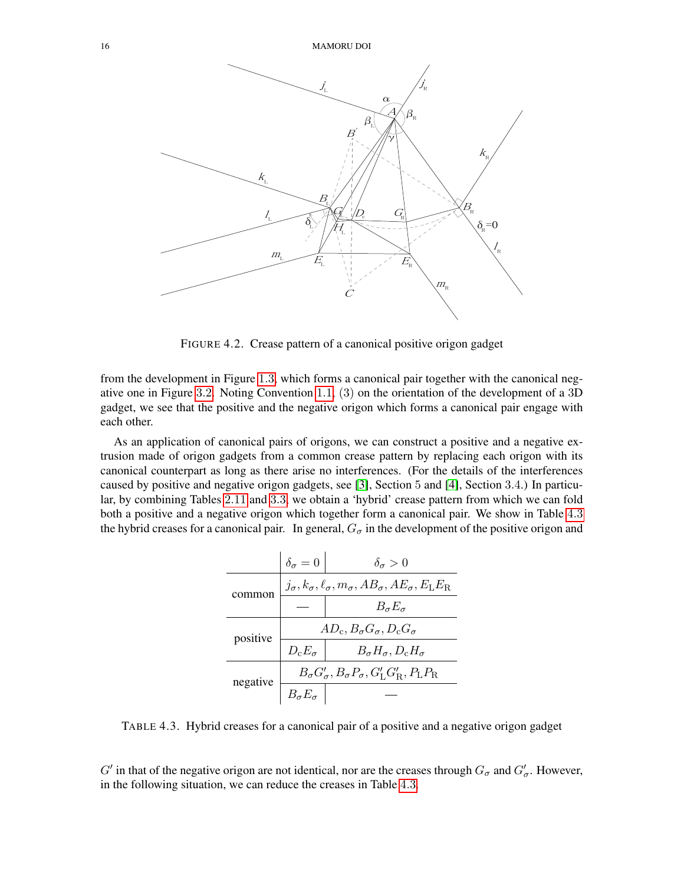FIGURE 4.2. Crease pattern of a canonical positive origon gadget

from the development in Figure 1.3, which forms a canonical pair together with the canonical negative one in Figure 3.2. Noting Convention 1.1, (3) on the orientation of the development of a 3D gadget, we see that the positive and the negative origon which forms a canonical pair engage with each other.

As an application of canonical pairs of origons, we can construct a positive and a negative extrusion made of origon gadgets from a common crease pattern by replacing each origon with its canonical counterpart as long as there arise no interferences. (For the details of the interferences caused by positive and negative origon gadgets, see [3], Section 5 and [4], Section 3.4.) In particular, by combining Tables 2.11 and 3.3, we obtain a 'hybrid' crease pattern from which we can fold both a positive and a negative origon which together form a canonical pair. We show in Table 4.3 the hybrid creases for a canonical pair. In general, $G_\sigma$ in the development of the positive origon and

| | $\delta_\sigma = 0$ | $\delta_\sigma > 0$ |
|---|---|---|
| common | $j_\sigma, k_\sigma, \ell_\sigma, m_\sigma, AB_\sigma, AE_\sigma, E_{\mathrm{L}}E_{\mathrm{R}}$ | |
| | — | $B_\sigma E_\sigma$ |
| positive | $AD_{\mathrm{c}}, B_\sigma G_\sigma, D_{\mathrm{c}}G_\sigma$ | |
| | $D_{\mathrm{c}}E_\sigma$ | $B_\sigma H_\sigma, D_{\mathrm{c}}H_\sigma$ |
| negative | $B_\sigma G'_\sigma, B_\sigma P_\sigma, G'_{\mathrm{L}}G'_{\mathrm{R}}, P_{\mathrm{L}}P_{\mathrm{R}}$ | |
| | $B_\sigma E_\sigma$ | — |

TABLE 4.3. Hybrid creases for a canonical pair of a positive and a negative origon gadget

$G'$ in that of the negative origon are not identical, nor are the creases through $G_\sigma$ and $G'_\sigma$. However, in the following situation, we can reduce the creases in Table 4.3.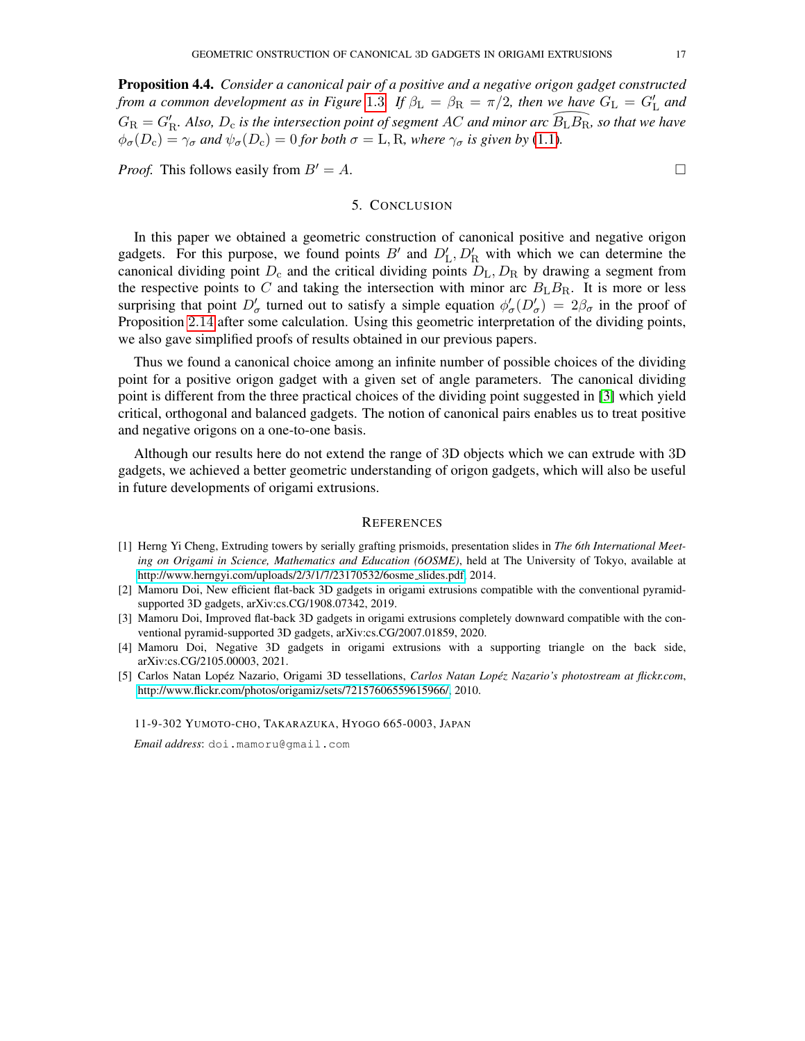**Proposition 4.4.** *Consider a canonical pair of a positive and a negative origon gadget constructed from a common development as in Figure 1.3. If $\beta_{\mathrm{L}} = \beta_{\mathrm{R}} = \pi/2$, then we have $G_{\mathrm{L}} = G'_{\mathrm{L}}$ and $G_{\mathrm{R}} = G'_{\mathrm{R}}$. Also, $D_{\mathrm{c}}$ is the intersection point of segment $AC$ and minor arc $\widehat{B_{\mathrm{L}}B_{\mathrm{R}}}$, so that we have $\phi_\sigma(D_{\mathrm{c}}) = \gamma_\sigma$ and $\psi_\sigma(D_{\mathrm{c}}) = 0$ for both $\sigma = \mathrm{L}, \mathrm{R}$, where $\gamma_\sigma$ is given by (1.1).*

*Proof.* This follows easily from $B' = A$. □

## 5. Conclusion

In this paper we obtained a geometric construction of canonical positive and negative origon gadgets. For this purpose, we found points $B'$ and $D'_{\mathrm{L}}, D'_{\mathrm{R}}$ with which we can determine the canonical dividing point $D_{\mathrm{c}}$ and the critical dividing points $D_{\mathrm{L}}, D_{\mathrm{R}}$ by drawing a segment from the respective points to $C$ and taking the intersection with minor arc $B_{\mathrm{L}}B_{\mathrm{R}}$. It is more or less surprising that point $D'_\sigma$ turned out to satisfy a simple equation $\phi'_\sigma(D'_\sigma) = 2\beta_\sigma$ in the proof of Proposition 2.14 after some calculation. Using this geometric interpretation of the dividing points, we also gave simplified proofs of results obtained in our previous papers.

Thus we found a canonical choice among an infinite number of possible choices of the dividing point for a positive origon gadget with a given set of angle parameters. The canonical dividing point is different from the three practical choices of the dividing point suggested in [3] which yield critical, orthogonal and balanced gadgets. The notion of canonical pairs enables us to treat positive and negative origons on a one-to-one basis.

Although our results here do not extend the range of 3D objects which we can extrude with 3D gadgets, we achieved a better geometric understanding of origon gadgets, which will also be useful in future developments of origami extrusions.

## References

[1] Herng Yi Cheng, Extruding towers by serially grafting prismoids, presentation slides in *The 6th International Meeting on Origami in Science, Mathematics and Education (6OSME)*, held at The University of Tokyo, available at http://www.herngyi.com/uploads/2/3/1/7/23170532/6osme_slides.pdf, 2014.

[2] Mamoru Doi, New efficient flat-back 3D gadgets in origami extrusions compatible with the conventional pyramid-supported 3D gadgets, arXiv:cs.CG/1908.07342, 2019.

[3] Mamoru Doi, Improved flat-back 3D gadgets in origami extrusions completely downward compatible with the conventional pyramid-supported 3D gadgets, arXiv:cs.CG/2007.01859, 2020.

[4] Mamoru Doi, Negative 3D gadgets in origami extrusions with a supporting triangle on the back side, arXiv:cs.CG/2105.00003, 2021.

[5] Carlos Natan Lopéz Nazario, Origami 3D tessellations, *Carlos Natan Lopéz Nazario's photostream at flickr.com*, http://www.flickr.com/photos/origamiz/sets/72157606559615966/, 2010.

11-9-302 Yumoto-cho, Takarazuka, Hyogo 665-0003, Japan

*Email address*: doi.mamoru@gmail.com